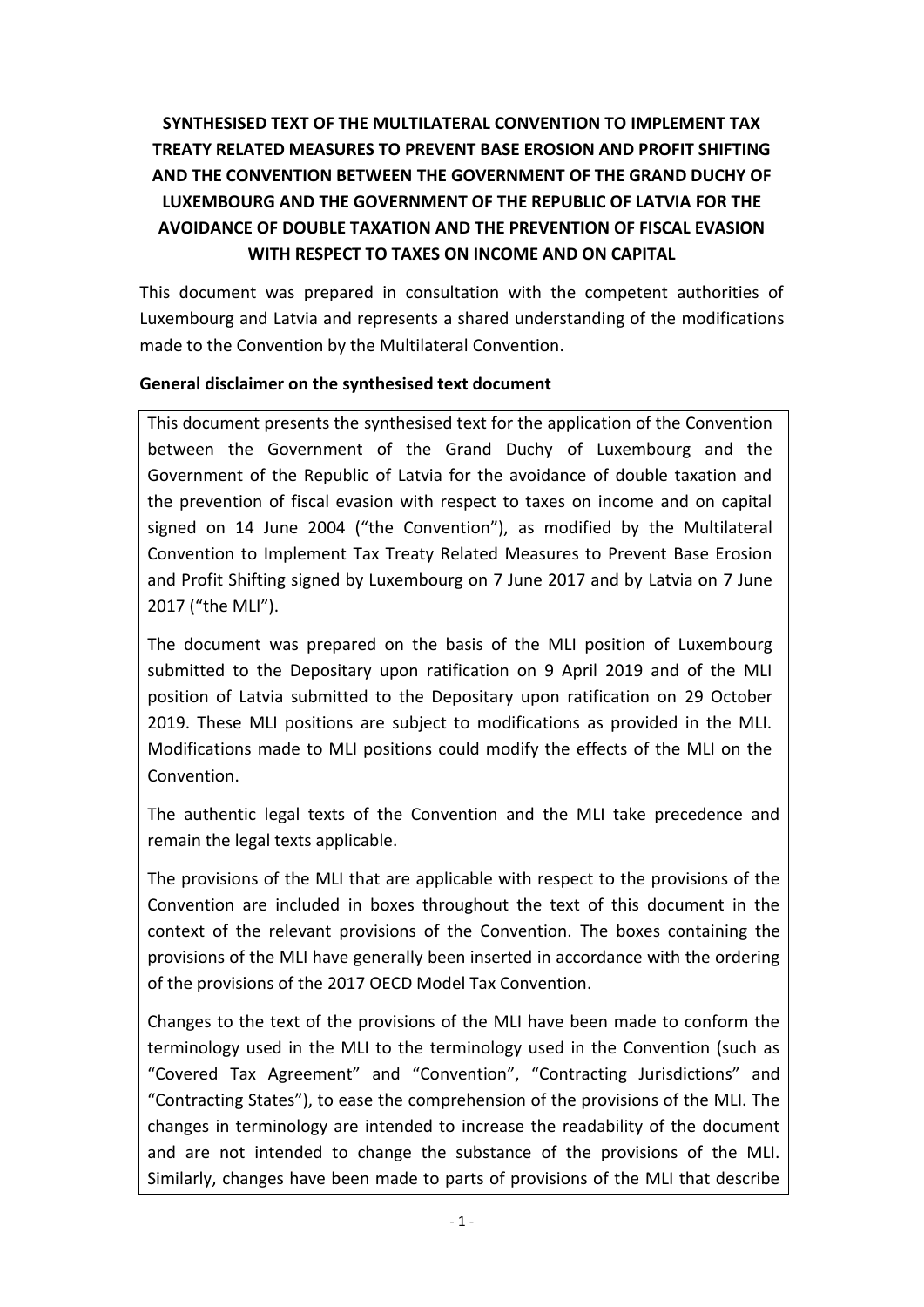# SYNTHESISED TEXT OF THE MULTILATERAL CONVENTION TO IMPLEMENT TAX TREATY RELATED MEASURES TO PREVENT BASE EROSION AND PROFIT SHIFTING AND THE CONVENTION BETWEEN THE GOVERNMENT OF THE GRAND DUCHY OF LUXEMBOURG AND THE GOVERNMENT OF THE REPUBLIC OF LATVIA FOR THE AVOIDANCE OF DOUBLE TAXATION AND THE PREVENTION OF FISCAL EVASION WITH RESPECT TO TAXES ON INCOME AND ON CAPITAL

This document was prepared in consultation with the competent authorities of Luxembourg and Latvia and represents a shared understanding of the modifications made to the Convention by the Multilateral Convention.

**General disclaimer on the synthesised text document**

This document presents the synthesised text for the application of the Convention between the Government of the Grand Duchy of Luxembourg and the Government of the Republic of Latvia for the avoidance of double taxation and the prevention of fiscal evasion with respect to taxes on income and on capital signed on 14 June 2004 ("the Convention"), as modified by the Multilateral Convention to Implement Tax Treaty Related Measures to Prevent Base Erosion and Profit Shifting signed by Luxembourg on 7 June 2017 and by Latvia on 7 June 2017 ("the MLI").

The document was prepared on the basis of the MLI position of Luxembourg submitted to the Depositary upon ratification on 9 April 2019 and of the MLI position of Latvia submitted to the Depositary upon ratification on 29 October 2019. These MLI positions are subject to modifications as provided in the MLI. Modifications made to MLI positions could modify the effects of the MLI on the Convention.

The authentic legal texts of the Convention and the MLI take precedence and remain the legal texts applicable.

The provisions of the MLI that are applicable with respect to the provisions of the Convention are included in boxes throughout the text of this document in the context of the relevant provisions of the Convention. The boxes containing the provisions of the MLI have generally been inserted in accordance with the ordering of the provisions of the 2017 OECD Model Tax Convention.

Changes to the text of the provisions of the MLI have been made to conform the terminology used in the MLI to the terminology used in the Convention (such as "Covered Tax Agreement" and "Convention", "Contracting Jurisdictions" and "Contracting States"), to ease the comprehension of the provisions of the MLI. The changes in terminology are intended to increase the readability of the document and are not intended to change the substance of the provisions of the MLI. Similarly, changes have been made to parts of provisions of the MLI that describe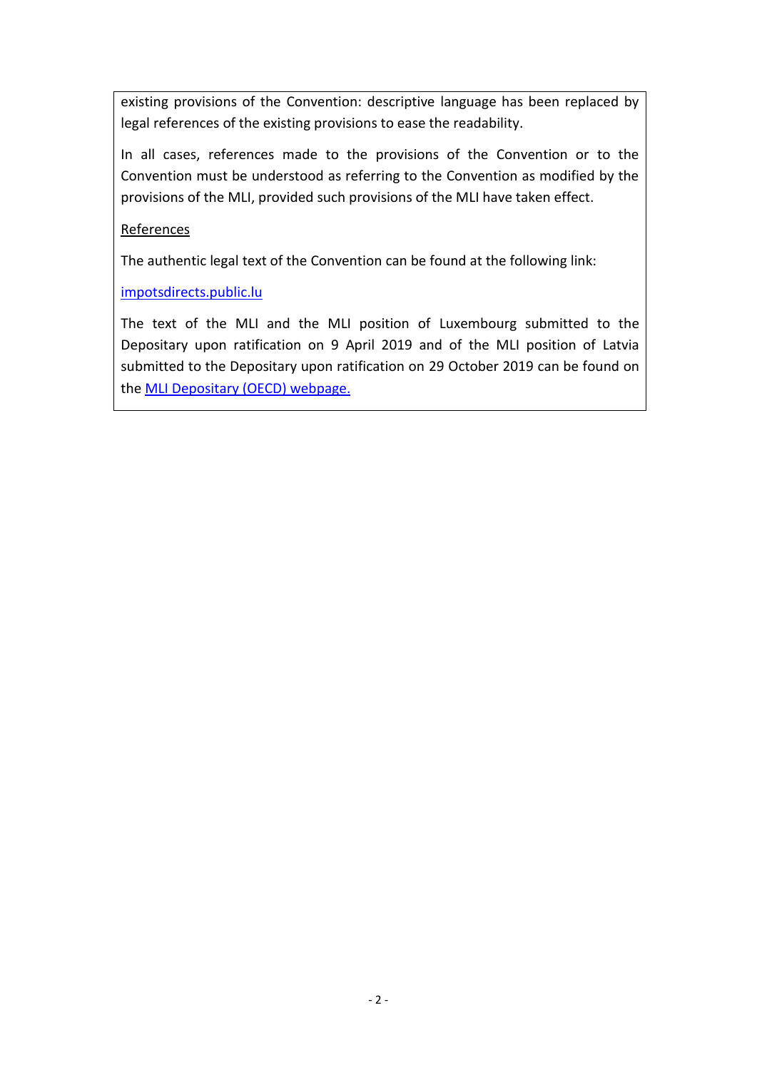existing provisions of the Convention: descriptive language has been replaced by legal references of the existing provisions to ease the readability.

In all cases, references made to the provisions of the Convention or to the Convention must be understood as referring to the Convention as modified by the provisions of the MLI, provided such provisions of the MLI have taken effect.

References

The authentic legal text of the Convention can be found at the following link:

impotsdirects.public.lu

The text of the MLI and the MLI position of Luxembourg submitted to the Depositary upon ratification on 9 April 2019 and of the MLI position of Latvia submitted to the Depositary upon ratification on 29 October 2019 can be found on the MLI Depositary (OECD) webpage.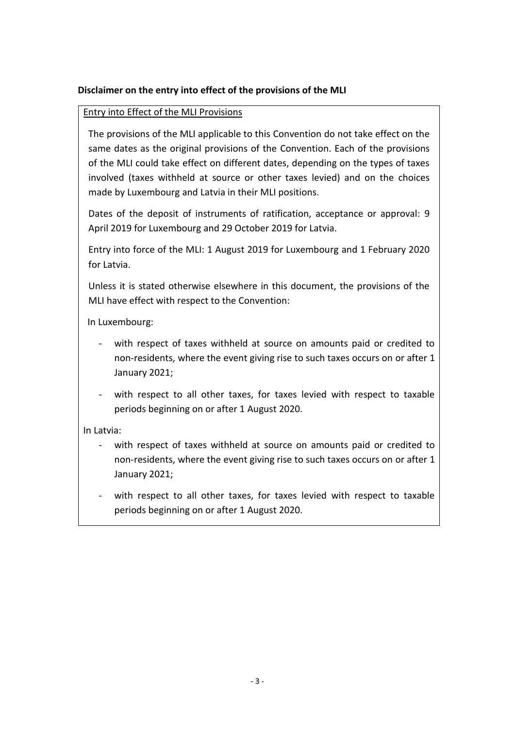**Disclaimer on the entry into effect of the provisions of the MLI**

Entry into Effect of the MLI Provisions

The provisions of the MLI applicable to this Convention do not take effect on the same dates as the original provisions of the Convention. Each of the provisions of the MLI could take effect on different dates, depending on the types of taxes involved (taxes withheld at source or other taxes levied) and on the choices made by Luxembourg and Latvia in their MLI positions.

Dates of the deposit of instruments of ratification, acceptance or approval: 9 April 2019 for Luxembourg and 29 October 2019 for Latvia.

Entry into force of the MLI: 1 August 2019 for Luxembourg and 1 February 2020 for Latvia.

Unless it is stated otherwise elsewhere in this document, the provisions of the MLI have effect with respect to the Convention:

In Luxembourg:

- with respect of taxes withheld at source on amounts paid or credited to non-residents, where the event giving rise to such taxes occurs on or after 1 January 2021;
- with respect to all other taxes, for taxes levied with respect to taxable periods beginning on or after 1 August 2020.

In Latvia:

- with respect of taxes withheld at source on amounts paid or credited to non-residents, where the event giving rise to such taxes occurs on or after 1 January 2021;
- with respect to all other taxes, for taxes levied with respect to taxable periods beginning on or after 1 August 2020.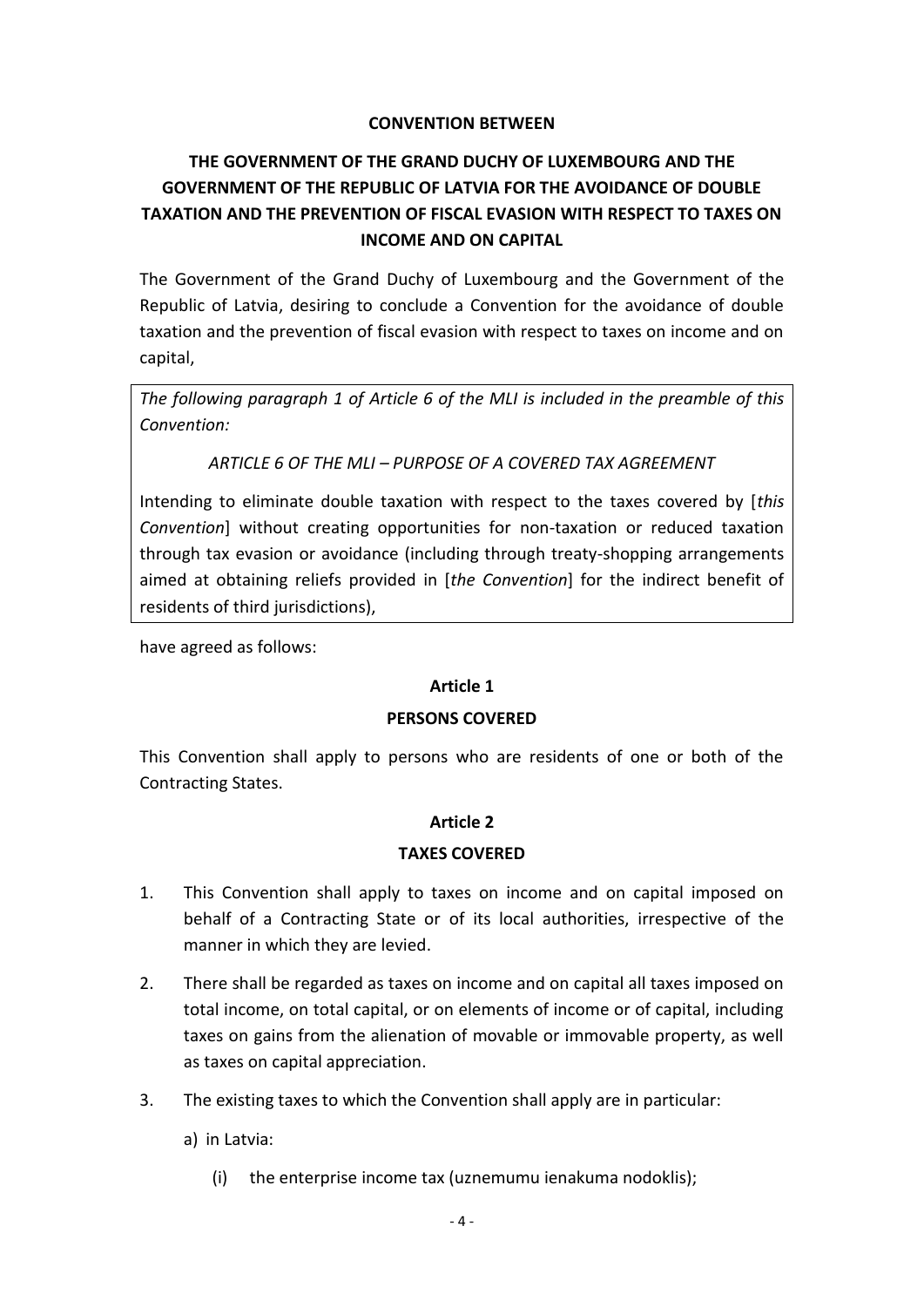**CONVENTION BETWEEN**

**THE GOVERNMENT OF THE GRAND DUCHY OF LUXEMBOURG AND THE GOVERNMENT OF THE REPUBLIC OF LATVIA FOR THE AVOIDANCE OF DOUBLE TAXATION AND THE PREVENTION OF FISCAL EVASION WITH RESPECT TO TAXES ON INCOME AND ON CAPITAL**

The Government of the Grand Duchy of Luxembourg and the Government of the Republic of Latvia, desiring to conclude a Convention for the avoidance of double taxation and the prevention of fiscal evasion with respect to taxes on income and on capital,

> *The following paragraph 1 of Article 6 of the MLI is included in the preamble of this Convention:*
>
> *ARTICLE 6 OF THE MLI – PURPOSE OF A COVERED TAX AGREEMENT*
>
> Intending to eliminate double taxation with respect to the taxes covered by [*this Convention*] without creating opportunities for non-taxation or reduced taxation through tax evasion or avoidance (including through treaty-shopping arrangements aimed at obtaining reliefs provided in [*the Convention*] for the indirect benefit of residents of third jurisdictions),

have agreed as follows:

**Article 1**

**PERSONS COVERED**

This Convention shall apply to persons who are residents of one or both of the Contracting States.

**Article 2**

**TAXES COVERED**

1. This Convention shall apply to taxes on income and on capital imposed on behalf of a Contracting State or of its local authorities, irrespective of the manner in which they are levied.

2. There shall be regarded as taxes on income and on capital all taxes imposed on total income, on total capital, or on elements of income or of capital, including taxes on gains from the alienation of movable or immovable property, as well as taxes on capital appreciation.

3. The existing taxes to which the Convention shall apply are in particular:

   a) in Latvia:

      (i) the enterprise income tax (uznemumu ienakuma nodoklis);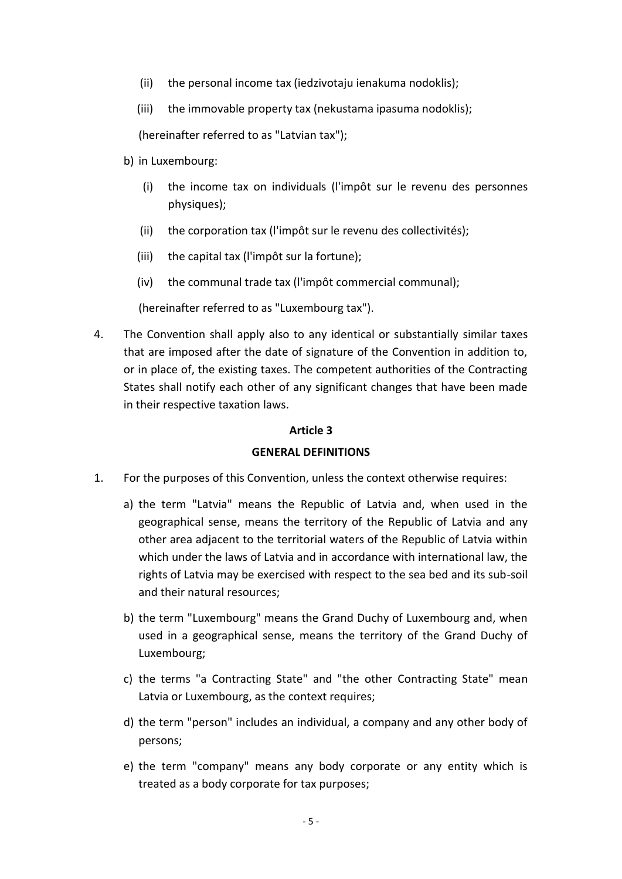(ii) the personal income tax (iedzivotaju ienakuma nodoklis);

   (iii) the immovable property tax (nekustama ipasuma nodoklis);

   (hereinafter referred to as "Latvian tax");

   b) in Luxembourg:

      (i) the income tax on individuals (l'impôt sur le revenu des personnes physiques);

      (ii) the corporation tax (l'impôt sur le revenu des collectivités);

      (iii) the capital tax (l'impôt sur la fortune);

      (iv) the communal trade tax (l'impôt commercial communal);

   (hereinafter referred to as "Luxembourg tax").

4. The Convention shall apply also to any identical or substantially similar taxes that are imposed after the date of signature of the Convention in addition to, or in place of, the existing taxes. The competent authorities of the Contracting States shall notify each other of any significant changes that have been made in their respective taxation laws.

**Article 3**

**GENERAL DEFINITIONS**

1. For the purposes of this Convention, unless the context otherwise requires:

   a) the term "Latvia" means the Republic of Latvia and, when used in the geographical sense, means the territory of the Republic of Latvia and any other area adjacent to the territorial waters of the Republic of Latvia within which under the laws of Latvia and in accordance with international law, the rights of Latvia may be exercised with respect to the sea bed and its sub-soil and their natural resources;

   b) the term "Luxembourg" means the Grand Duchy of Luxembourg and, when used in a geographical sense, means the territory of the Grand Duchy of Luxembourg;

   c) the terms "a Contracting State" and "the other Contracting State" mean Latvia or Luxembourg, as the context requires;

   d) the term "person" includes an individual, a company and any other body of persons;

   e) the term "company" means any body corporate or any entity which is treated as a body corporate for tax purposes;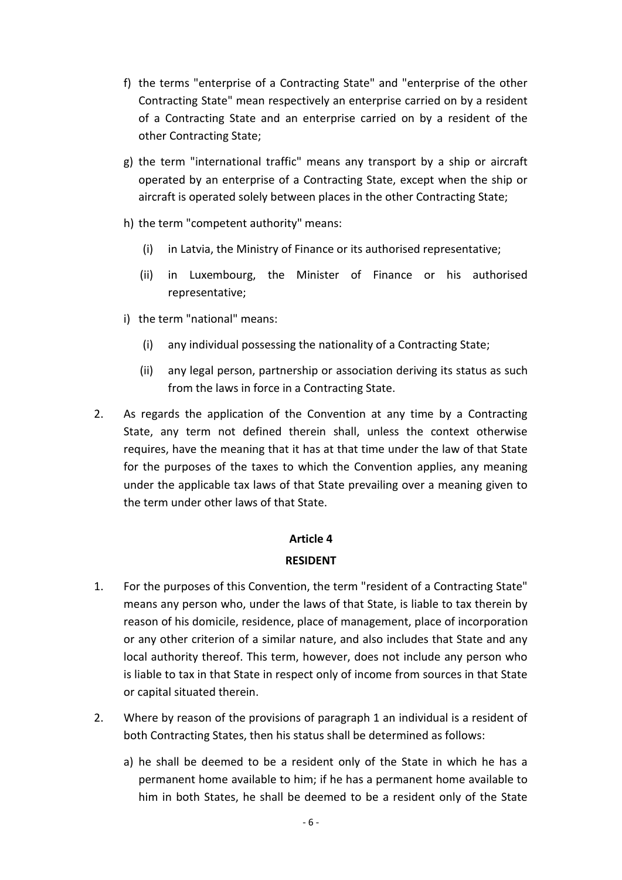f) the terms "enterprise of a Contracting State" and "enterprise of the other Contracting State" mean respectively an enterprise carried on by a resident of a Contracting State and an enterprise carried on by a resident of the other Contracting State;

g) the term "international traffic" means any transport by a ship or aircraft operated by an enterprise of a Contracting State, except when the ship or aircraft is operated solely between places in the other Contracting State;

h) the term "competent authority" means:

   (i) in Latvia, the Ministry of Finance or its authorised representative;

   (ii) in Luxembourg, the Minister of Finance or his authorised representative;

i) the term "national" means:

   (i) any individual possessing the nationality of a Contracting State;

   (ii) any legal person, partnership or association deriving its status as such from the laws in force in a Contracting State.

2. As regards the application of the Convention at any time by a Contracting State, any term not defined therein shall, unless the context otherwise requires, have the meaning that it has at that time under the law of that State for the purposes of the taxes to which the Convention applies, any meaning under the applicable tax laws of that State prevailing over a meaning given to the term under other laws of that State.

## Article 4

## RESIDENT

1. For the purposes of this Convention, the term "resident of a Contracting State" means any person who, under the laws of that State, is liable to tax therein by reason of his domicile, residence, place of management, place of incorporation or any other criterion of a similar nature, and also includes that State and any local authority thereof. This term, however, does not include any person who is liable to tax in that State in respect only of income from sources in that State or capital situated therein.

2. Where by reason of the provisions of paragraph 1 an individual is a resident of both Contracting States, then his status shall be determined as follows:

   a) he shall be deemed to be a resident only of the State in which he has a permanent home available to him; if he has a permanent home available to him in both States, he shall be deemed to be a resident only of the State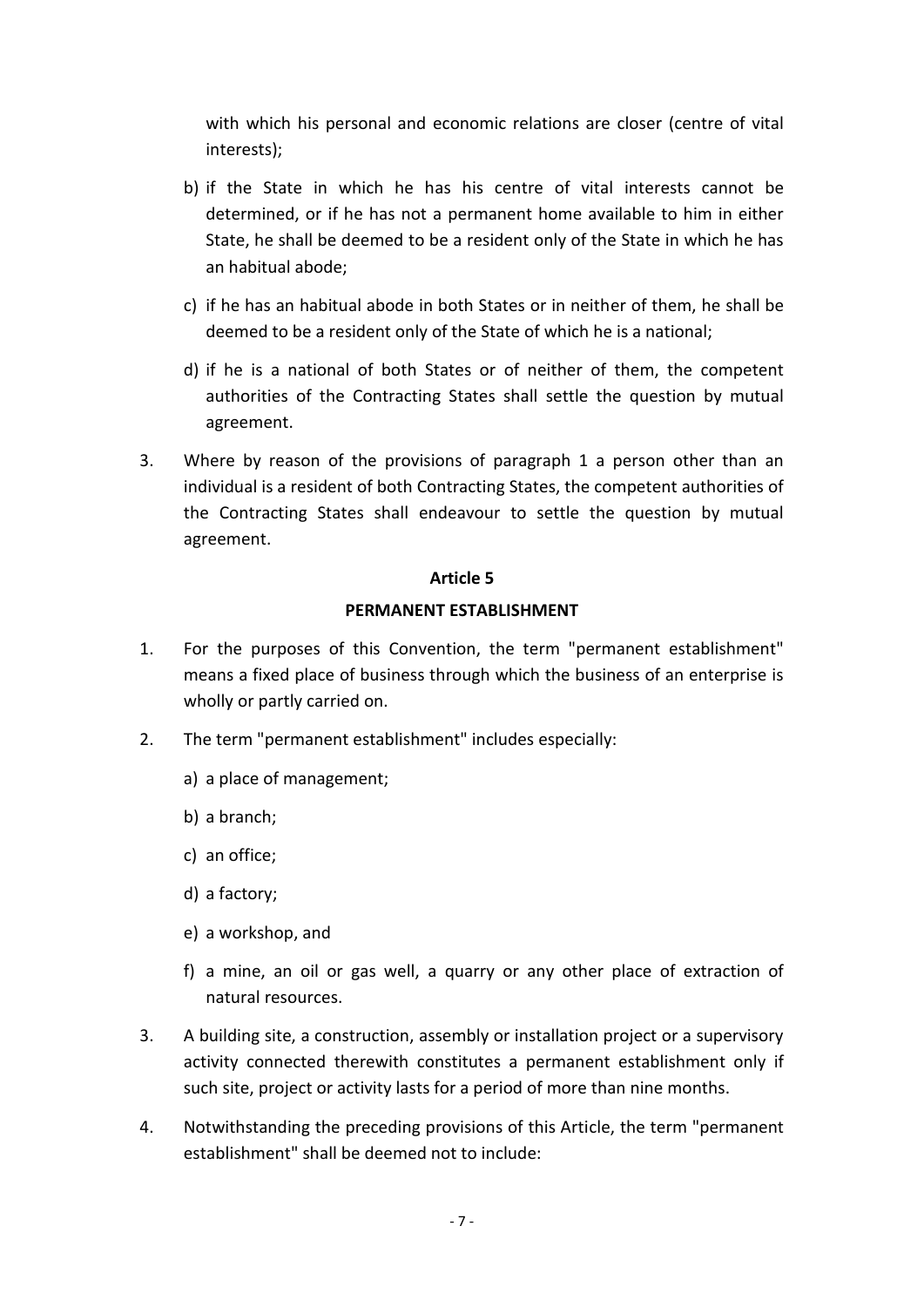with which his personal and economic relations are closer (centre of vital interests);

b) if the State in which he has his centre of vital interests cannot be determined, or if he has not a permanent home available to him in either State, he shall be deemed to be a resident only of the State in which he has an habitual abode;

c) if he has an habitual abode in both States or in neither of them, he shall be deemed to be a resident only of the State of which he is a national;

d) if he is a national of both States or of neither of them, the competent authorities of the Contracting States shall settle the question by mutual agreement.

3. Where by reason of the provisions of paragraph 1 a person other than an individual is a resident of both Contracting States, the competent authorities of the Contracting States shall endeavour to settle the question by mutual agreement.

**Article 5**

**PERMANENT ESTABLISHMENT**

1. For the purposes of this Convention, the term "permanent establishment" means a fixed place of business through which the business of an enterprise is wholly or partly carried on.

2. The term "permanent establishment" includes especially:

   a) a place of management;

   b) a branch;

   c) an office;

   d) a factory;

   e) a workshop, and

   f) a mine, an oil or gas well, a quarry or any other place of extraction of natural resources.

3. A building site, a construction, assembly or installation project or a supervisory activity connected therewith constitutes a permanent establishment only if such site, project or activity lasts for a period of more than nine months.

4. Notwithstanding the preceding provisions of this Article, the term "permanent establishment" shall be deemed not to include: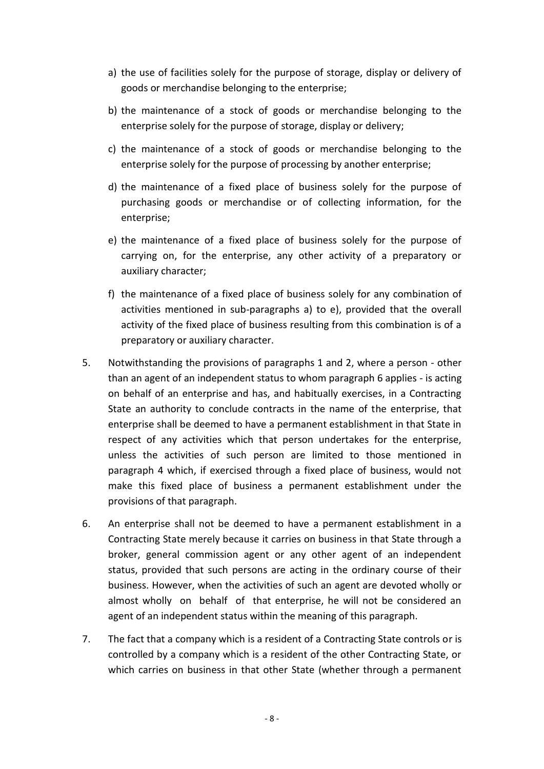a) the use of facilities solely for the purpose of storage, display or delivery of goods or merchandise belonging to the enterprise;

b) the maintenance of a stock of goods or merchandise belonging to the enterprise solely for the purpose of storage, display or delivery;

c) the maintenance of a stock of goods or merchandise belonging to the enterprise solely for the purpose of processing by another enterprise;

d) the maintenance of a fixed place of business solely for the purpose of purchasing goods or merchandise or of collecting information, for the enterprise;

e) the maintenance of a fixed place of business solely for the purpose of carrying on, for the enterprise, any other activity of a preparatory or auxiliary character;

f) the maintenance of a fixed place of business solely for any combination of activities mentioned in sub-paragraphs a) to e), provided that the overall activity of the fixed place of business resulting from this combination is of a preparatory or auxiliary character.

5. Notwithstanding the provisions of paragraphs 1 and 2, where a person - other than an agent of an independent status to whom paragraph 6 applies - is acting on behalf of an enterprise and has, and habitually exercises, in a Contracting State an authority to conclude contracts in the name of the enterprise, that enterprise shall be deemed to have a permanent establishment in that State in respect of any activities which that person undertakes for the enterprise, unless the activities of such person are limited to those mentioned in paragraph 4 which, if exercised through a fixed place of business, would not make this fixed place of business a permanent establishment under the provisions of that paragraph.

6. An enterprise shall not be deemed to have a permanent establishment in a Contracting State merely because it carries on business in that State through a broker, general commission agent or any other agent of an independent status, provided that such persons are acting in the ordinary course of their business. However, when the activities of such an agent are devoted wholly or almost wholly on behalf of that enterprise, he will not be considered an agent of an independent status within the meaning of this paragraph.

7. The fact that a company which is a resident of a Contracting State controls or is controlled by a company which is a resident of the other Contracting State, or which carries on business in that other State (whether through a permanent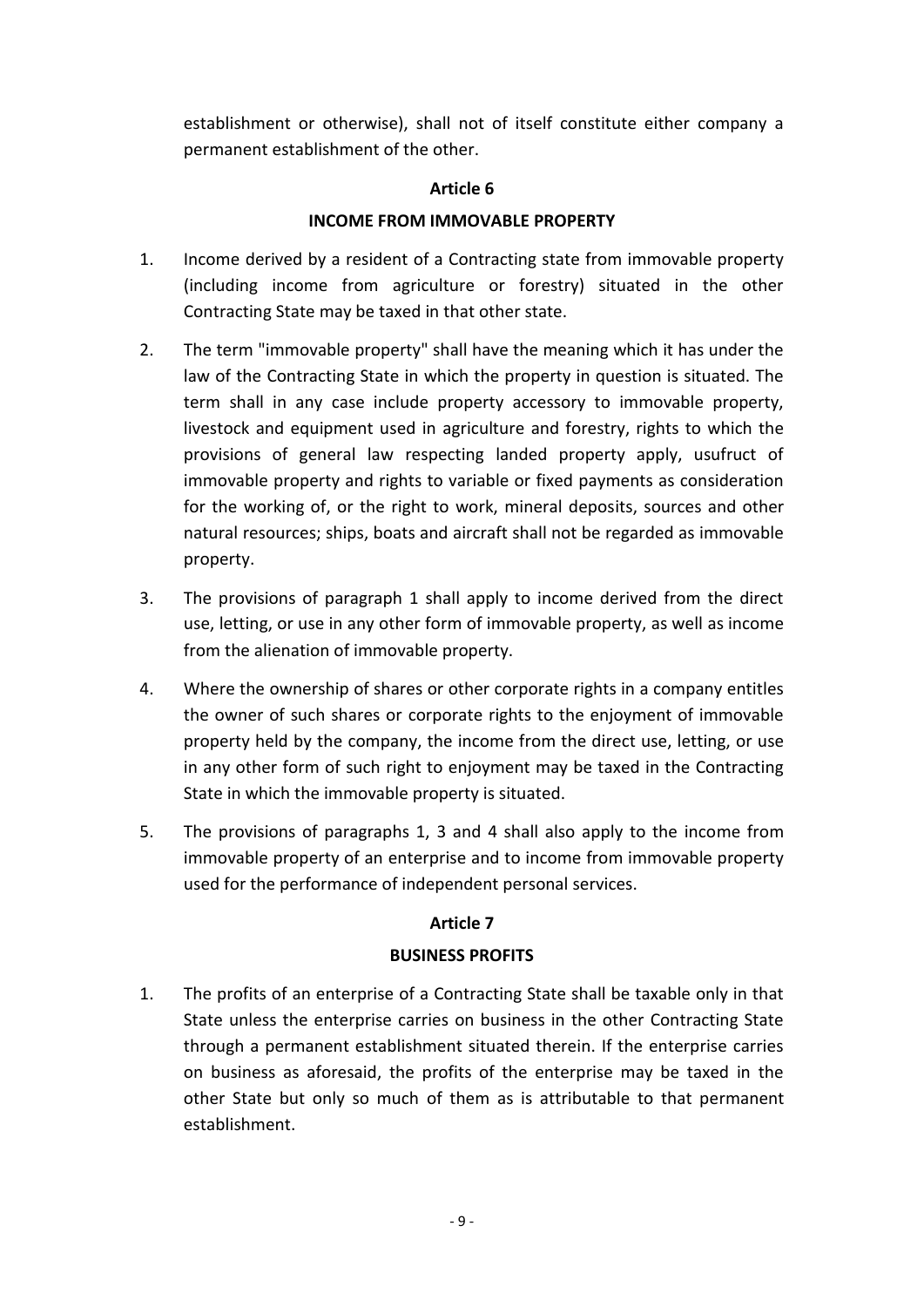establishment or otherwise), shall not of itself constitute either company a permanent establishment of the other.

## Article 6

## INCOME FROM IMMOVABLE PROPERTY

1. Income derived by a resident of a Contracting state from immovable property (including income from agriculture or forestry) situated in the other Contracting State may be taxed in that other state.

2. The term "immovable property" shall have the meaning which it has under the law of the Contracting State in which the property in question is situated. The term shall in any case include property accessory to immovable property, livestock and equipment used in agriculture and forestry, rights to which the provisions of general law respecting landed property apply, usufruct of immovable property and rights to variable or fixed payments as consideration for the working of, or the right to work, mineral deposits, sources and other natural resources; ships, boats and aircraft shall not be regarded as immovable property.

3. The provisions of paragraph 1 shall apply to income derived from the direct use, letting, or use in any other form of immovable property, as well as income from the alienation of immovable property.

4. Where the ownership of shares or other corporate rights in a company entitles the owner of such shares or corporate rights to the enjoyment of immovable property held by the company, the income from the direct use, letting, or use in any other form of such right to enjoyment may be taxed in the Contracting State in which the immovable property is situated.

5. The provisions of paragraphs 1, 3 and 4 shall also apply to the income from immovable property of an enterprise and to income from immovable property used for the performance of independent personal services.

## Article 7

## BUSINESS PROFITS

1. The profits of an enterprise of a Contracting State shall be taxable only in that State unless the enterprise carries on business in the other Contracting State through a permanent establishment situated therein. If the enterprise carries on business as aforesaid, the profits of the enterprise may be taxed in the other State but only so much of them as is attributable to that permanent establishment.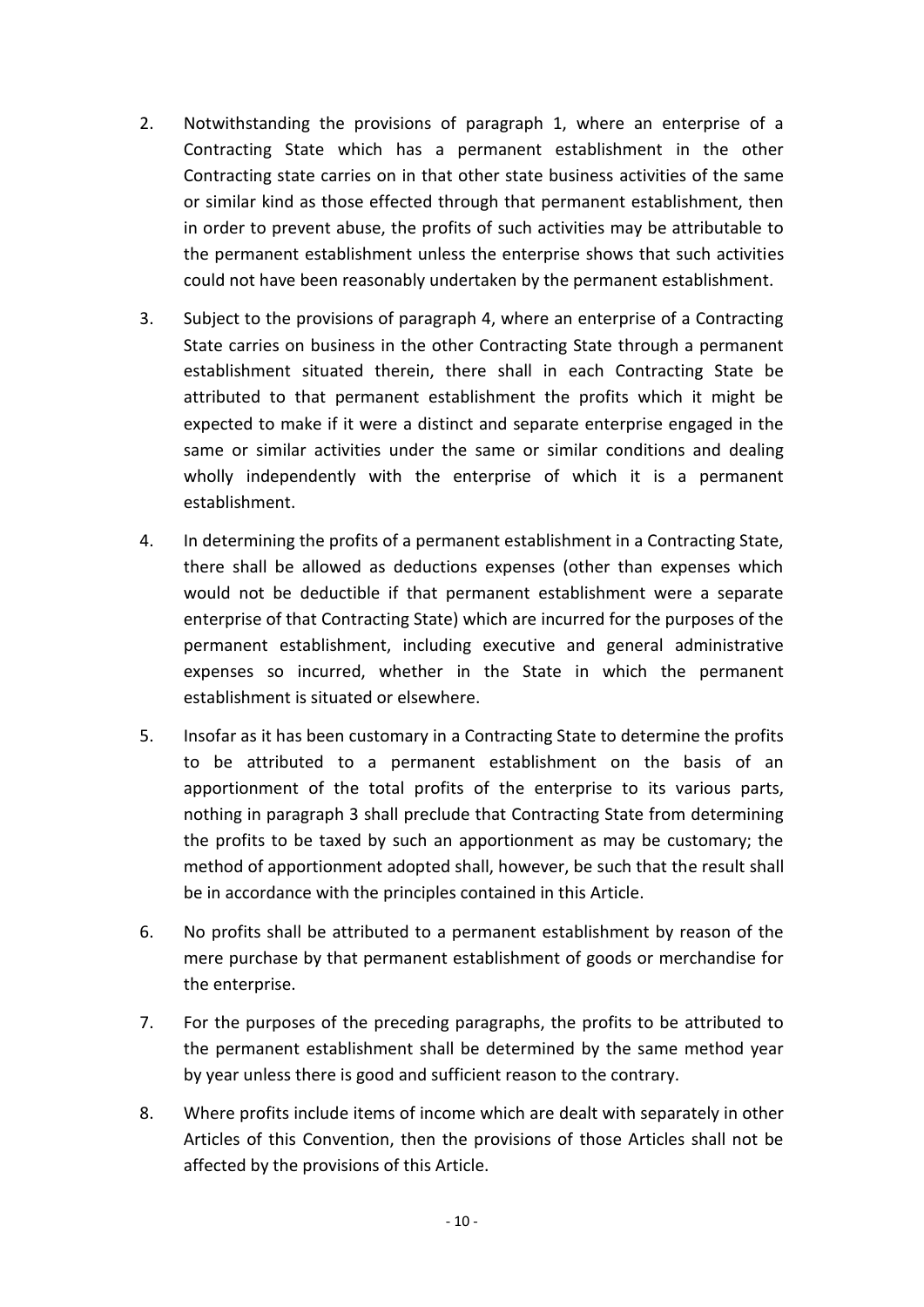2. Notwithstanding the provisions of paragraph 1, where an enterprise of a Contracting State which has a permanent establishment in the other Contracting state carries on in that other state business activities of the same or similar kind as those effected through that permanent establishment, then in order to prevent abuse, the profits of such activities may be attributable to the permanent establishment unless the enterprise shows that such activities could not have been reasonably undertaken by the permanent establishment.

3. Subject to the provisions of paragraph 4, where an enterprise of a Contracting State carries on business in the other Contracting State through a permanent establishment situated therein, there shall in each Contracting State be attributed to that permanent establishment the profits which it might be expected to make if it were a distinct and separate enterprise engaged in the same or similar activities under the same or similar conditions and dealing wholly independently with the enterprise of which it is a permanent establishment.

4. In determining the profits of a permanent establishment in a Contracting State, there shall be allowed as deductions expenses (other than expenses which would not be deductible if that permanent establishment were a separate enterprise of that Contracting State) which are incurred for the purposes of the permanent establishment, including executive and general administrative expenses so incurred, whether in the State in which the permanent establishment is situated or elsewhere.

5. Insofar as it has been customary in a Contracting State to determine the profits to be attributed to a permanent establishment on the basis of an apportionment of the total profits of the enterprise to its various parts, nothing in paragraph 3 shall preclude that Contracting State from determining the profits to be taxed by such an apportionment as may be customary; the method of apportionment adopted shall, however, be such that the result shall be in accordance with the principles contained in this Article.

6. No profits shall be attributed to a permanent establishment by reason of the mere purchase by that permanent establishment of goods or merchandise for the enterprise.

7. For the purposes of the preceding paragraphs, the profits to be attributed to the permanent establishment shall be determined by the same method year by year unless there is good and sufficient reason to the contrary.

8. Where profits include items of income which are dealt with separately in other Articles of this Convention, then the provisions of those Articles shall not be affected by the provisions of this Article.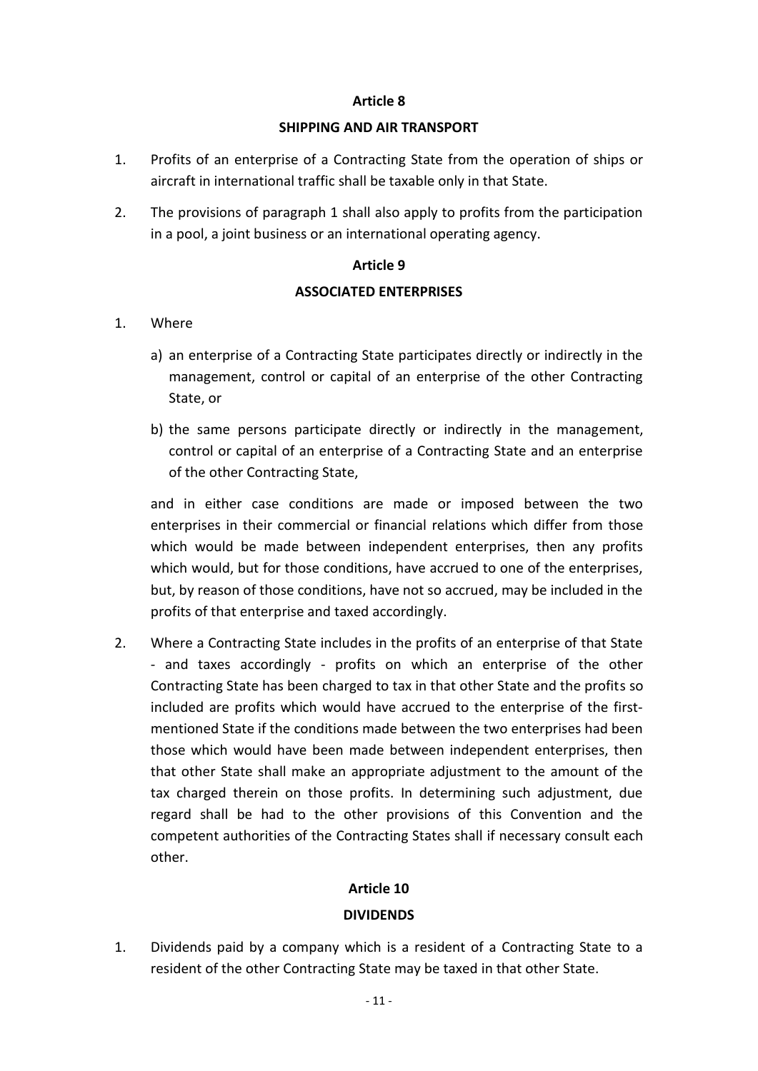## Article 8

## SHIPPING AND AIR TRANSPORT

1. Profits of an enterprise of a Contracting State from the operation of ships or aircraft in international traffic shall be taxable only in that State.

2. The provisions of paragraph 1 shall also apply to profits from the participation in a pool, a joint business or an international operating agency.

## Article 9

## ASSOCIATED ENTERPRISES

1. Where

   a) an enterprise of a Contracting State participates directly or indirectly in the management, control or capital of an enterprise of the other Contracting State, or

   b) the same persons participate directly or indirectly in the management, control or capital of an enterprise of a Contracting State and an enterprise of the other Contracting State,

   and in either case conditions are made or imposed between the two enterprises in their commercial or financial relations which differ from those which would be made between independent enterprises, then any profits which would, but for those conditions, have accrued to one of the enterprises, but, by reason of those conditions, have not so accrued, may be included in the profits of that enterprise and taxed accordingly.

2. Where a Contracting State includes in the profits of an enterprise of that State - and taxes accordingly - profits on which an enterprise of the other Contracting State has been charged to tax in that other State and the profits so included are profits which would have accrued to the enterprise of the first-mentioned State if the conditions made between the two enterprises had been those which would have been made between independent enterprises, then that other State shall make an appropriate adjustment to the amount of the tax charged therein on those profits. In determining such adjustment, due regard shall be had to the other provisions of this Convention and the competent authorities of the Contracting States shall if necessary consult each other.

## Article 10

## DIVIDENDS

1. Dividends paid by a company which is a resident of a Contracting State to a resident of the other Contracting State may be taxed in that other State.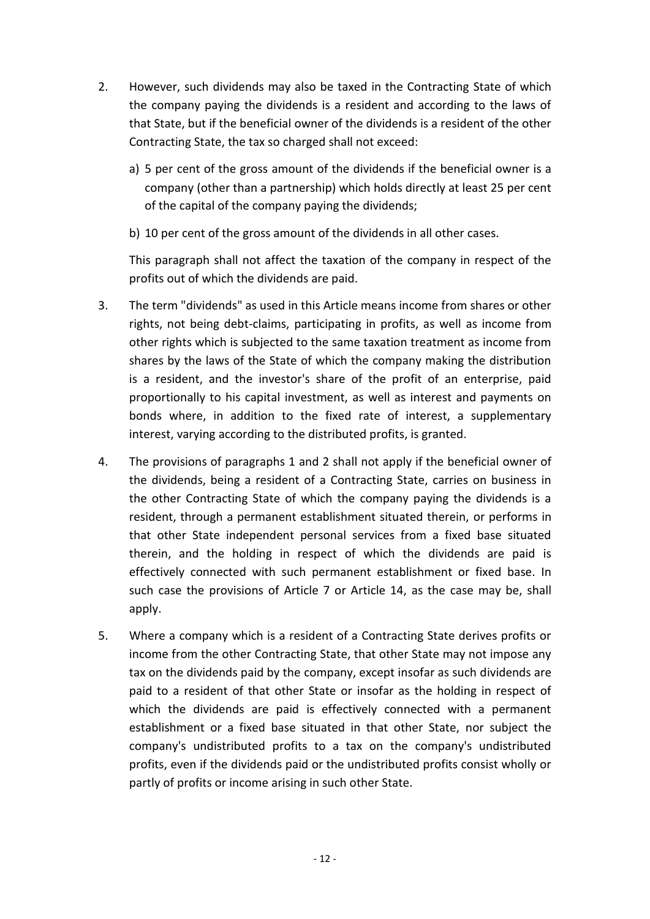2. However, such dividends may also be taxed in the Contracting State of which the company paying the dividends is a resident and according to the laws of that State, but if the beneficial owner of the dividends is a resident of the other Contracting State, the tax so charged shall not exceed:

   a) 5 per cent of the gross amount of the dividends if the beneficial owner is a company (other than a partnership) which holds directly at least 25 per cent of the capital of the company paying the dividends;

   b) 10 per cent of the gross amount of the dividends in all other cases.

   This paragraph shall not affect the taxation of the company in respect of the profits out of which the dividends are paid.

3. The term "dividends" as used in this Article means income from shares or other rights, not being debt-claims, participating in profits, as well as income from other rights which is subjected to the same taxation treatment as income from shares by the laws of the State of which the company making the distribution is a resident, and the investor's share of the profit of an enterprise, paid proportionally to his capital investment, as well as interest and payments on bonds where, in addition to the fixed rate of interest, a supplementary interest, varying according to the distributed profits, is granted.

4. The provisions of paragraphs 1 and 2 shall not apply if the beneficial owner of the dividends, being a resident of a Contracting State, carries on business in the other Contracting State of which the company paying the dividends is a resident, through a permanent establishment situated therein, or performs in that other State independent personal services from a fixed base situated therein, and the holding in respect of which the dividends are paid is effectively connected with such permanent establishment or fixed base. In such case the provisions of Article 7 or Article 14, as the case may be, shall apply.

5. Where a company which is a resident of a Contracting State derives profits or income from the other Contracting State, that other State may not impose any tax on the dividends paid by the company, except insofar as such dividends are paid to a resident of that other State or insofar as the holding in respect of which the dividends are paid is effectively connected with a permanent establishment or a fixed base situated in that other State, nor subject the company's undistributed profits to a tax on the company's undistributed profits, even if the dividends paid or the undistributed profits consist wholly or partly of profits or income arising in such other State.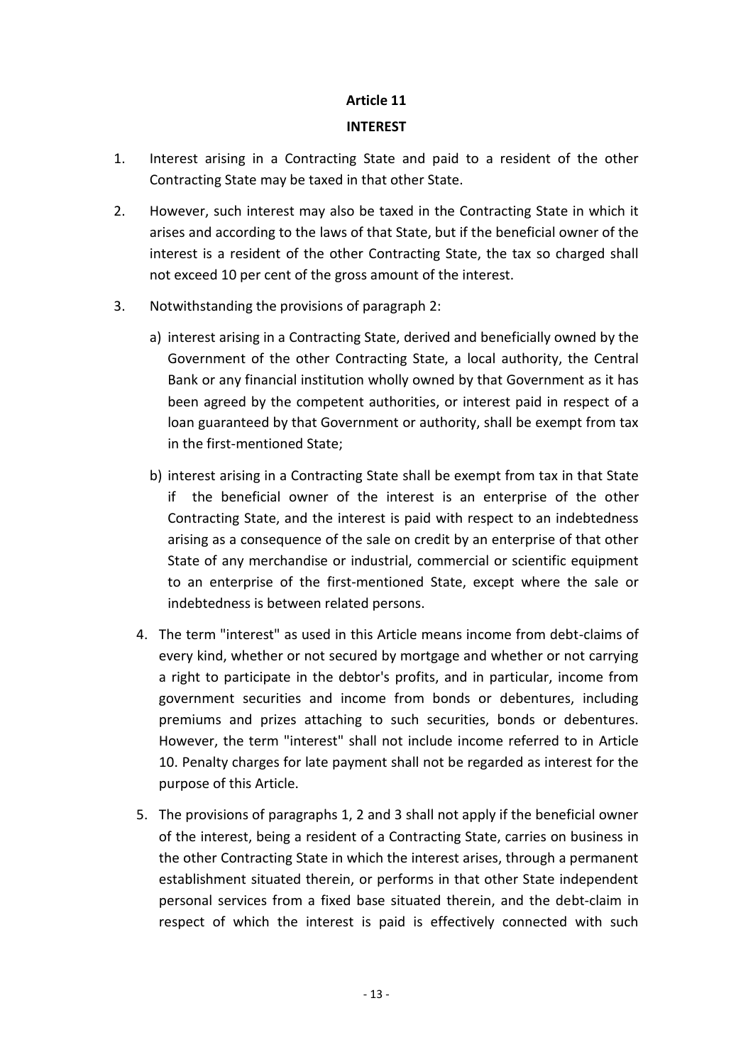## Article 11

## INTEREST

1. Interest arising in a Contracting State and paid to a resident of the other Contracting State may be taxed in that other State.

2. However, such interest may also be taxed in the Contracting State in which it arises and according to the laws of that State, but if the beneficial owner of the interest is a resident of the other Contracting State, the tax so charged shall not exceed 10 per cent of the gross amount of the interest.

3. Notwithstanding the provisions of paragraph 2:

   a) interest arising in a Contracting State, derived and beneficially owned by the Government of the other Contracting State, a local authority, the Central Bank or any financial institution wholly owned by that Government as it has been agreed by the competent authorities, or interest paid in respect of a loan guaranteed by that Government or authority, shall be exempt from tax in the first-mentioned State;

   b) interest arising in a Contracting State shall be exempt from tax in that State if the beneficial owner of the interest is an enterprise of the other Contracting State, and the interest is paid with respect to an indebtedness arising as a consequence of the sale on credit by an enterprise of that other State of any merchandise or industrial, commercial or scientific equipment to an enterprise of the first-mentioned State, except where the sale or indebtedness is between related persons.

4. The term "interest" as used in this Article means income from debt-claims of every kind, whether or not secured by mortgage and whether or not carrying a right to participate in the debtor's profits, and in particular, income from government securities and income from bonds or debentures, including premiums and prizes attaching to such securities, bonds or debentures. However, the term "interest" shall not include income referred to in Article 10. Penalty charges for late payment shall not be regarded as interest for the purpose of this Article.

5. The provisions of paragraphs 1, 2 and 3 shall not apply if the beneficial owner of the interest, being a resident of a Contracting State, carries on business in the other Contracting State in which the interest arises, through a permanent establishment situated therein, or performs in that other State independent personal services from a fixed base situated therein, and the debt-claim in respect of which the interest is paid is effectively connected with such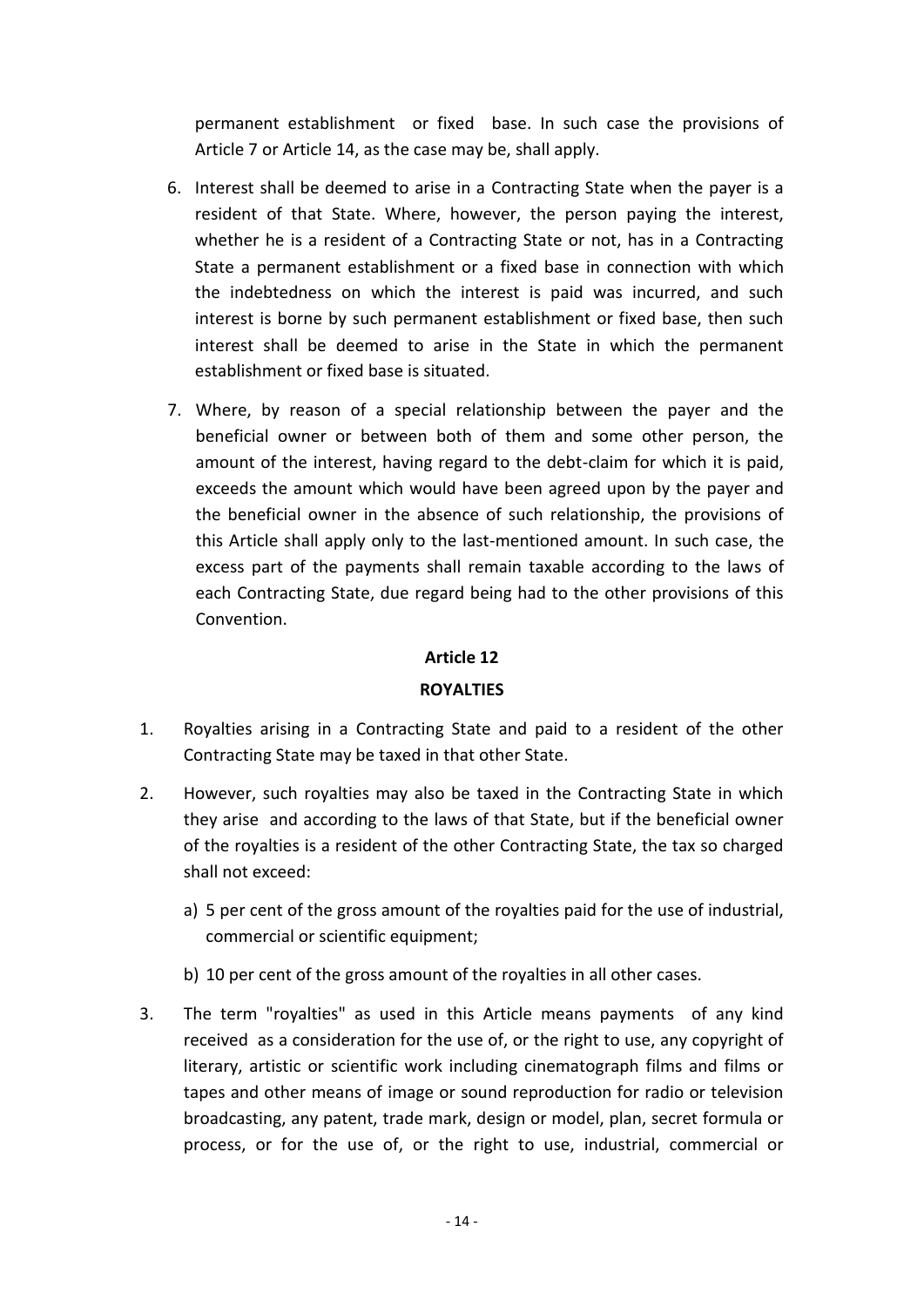permanent establishment or fixed base. In such case the provisions of Article 7 or Article 14, as the case may be, shall apply.

6. Interest shall be deemed to arise in a Contracting State when the payer is a resident of that State. Where, however, the person paying the interest, whether he is a resident of a Contracting State or not, has in a Contracting State a permanent establishment or a fixed base in connection with which the indebtedness on which the interest is paid was incurred, and such interest is borne by such permanent establishment or fixed base, then such interest shall be deemed to arise in the State in which the permanent establishment or fixed base is situated.

7. Where, by reason of a special relationship between the payer and the beneficial owner or between both of them and some other person, the amount of the interest, having regard to the debt-claim for which it is paid, exceeds the amount which would have been agreed upon by the payer and the beneficial owner in the absence of such relationship, the provisions of this Article shall apply only to the last-mentioned amount. In such case, the excess part of the payments shall remain taxable according to the laws of each Contracting State, due regard being had to the other provisions of this Convention.

## Article 12

## ROYALTIES

1. Royalties arising in a Contracting State and paid to a resident of the other Contracting State may be taxed in that other State.

2. However, such royalties may also be taxed in the Contracting State in which they arise and according to the laws of that State, but if the beneficial owner of the royalties is a resident of the other Contracting State, the tax so charged shall not exceed:

   a) 5 per cent of the gross amount of the royalties paid for the use of industrial, commercial or scientific equipment;

   b) 10 per cent of the gross amount of the royalties in all other cases.

3. The term "royalties" as used in this Article means payments of any kind received as a consideration for the use of, or the right to use, any copyright of literary, artistic or scientific work including cinematograph films and films or tapes and other means of image or sound reproduction for radio or television broadcasting, any patent, trade mark, design or model, plan, secret formula or process, or for the use of, or the right to use, industrial, commercial or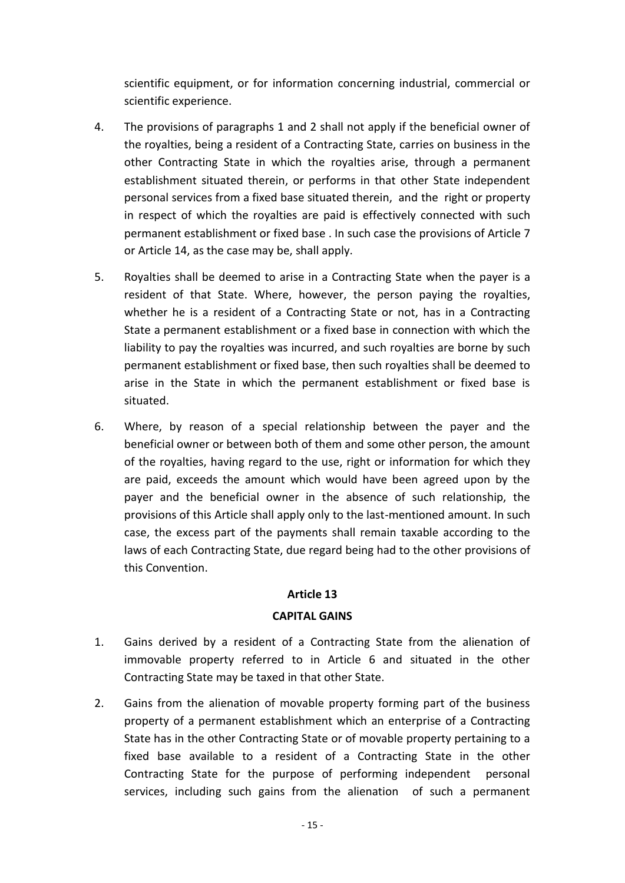scientific equipment, or for information concerning industrial, commercial or scientific experience.

4. The provisions of paragraphs 1 and 2 shall not apply if the beneficial owner of the royalties, being a resident of a Contracting State, carries on business in the other Contracting State in which the royalties arise, through a permanent establishment situated therein, or performs in that other State independent personal services from a fixed base situated therein, and the right or property in respect of which the royalties are paid is effectively connected with such permanent establishment or fixed base . In such case the provisions of Article 7 or Article 14, as the case may be, shall apply.

5. Royalties shall be deemed to arise in a Contracting State when the payer is a resident of that State. Where, however, the person paying the royalties, whether he is a resident of a Contracting State or not, has in a Contracting State a permanent establishment or a fixed base in connection with which the liability to pay the royalties was incurred, and such royalties are borne by such permanent establishment or fixed base, then such royalties shall be deemed to arise in the State in which the permanent establishment or fixed base is situated.

6. Where, by reason of a special relationship between the payer and the beneficial owner or between both of them and some other person, the amount of the royalties, having regard to the use, right or information for which they are paid, exceeds the amount which would have been agreed upon by the payer and the beneficial owner in the absence of such relationship, the provisions of this Article shall apply only to the last-mentioned amount. In such case, the excess part of the payments shall remain taxable according to the laws of each Contracting State, due regard being had to the other provisions of this Convention.

## Article 13

## CAPITAL GAINS

1. Gains derived by a resident of a Contracting State from the alienation of immovable property referred to in Article 6 and situated in the other Contracting State may be taxed in that other State.

2. Gains from the alienation of movable property forming part of the business property of a permanent establishment which an enterprise of a Contracting State has in the other Contracting State or of movable property pertaining to a fixed base available to a resident of a Contracting State in the other Contracting State for the purpose of performing independent personal services, including such gains from the alienation of such a permanent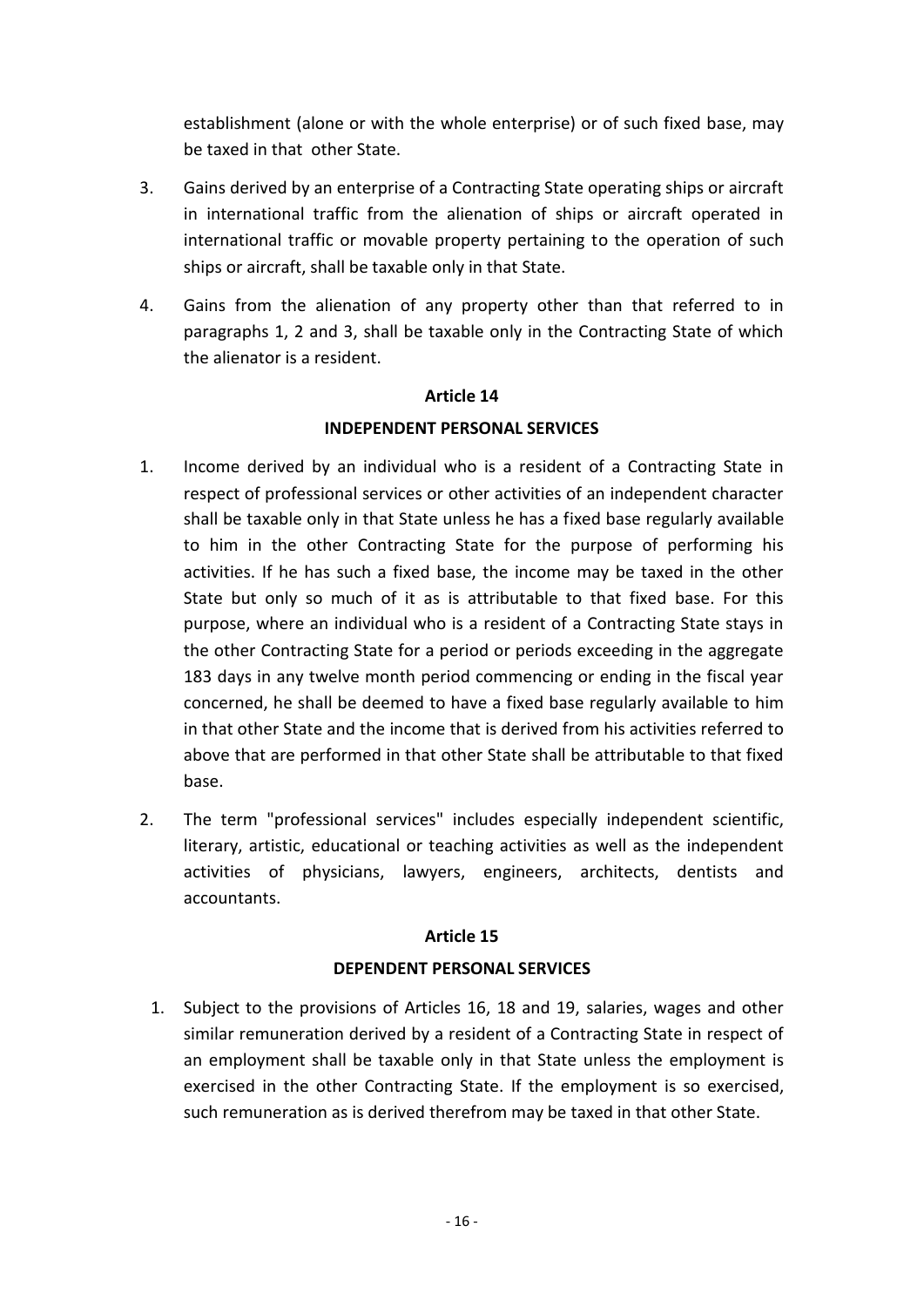establishment (alone or with the whole enterprise) or of such fixed base, may be taxed in that other State.

3. Gains derived by an enterprise of a Contracting State operating ships or aircraft in international traffic from the alienation of ships or aircraft operated in international traffic or movable property pertaining to the operation of such ships or aircraft, shall be taxable only in that State.

4. Gains from the alienation of any property other than that referred to in paragraphs 1, 2 and 3, shall be taxable only in the Contracting State of which the alienator is a resident.

**Article 14**

**INDEPENDENT PERSONAL SERVICES**

1. Income derived by an individual who is a resident of a Contracting State in respect of professional services or other activities of an independent character shall be taxable only in that State unless he has a fixed base regularly available to him in the other Contracting State for the purpose of performing his activities. If he has such a fixed base, the income may be taxed in the other State but only so much of it as is attributable to that fixed base. For this purpose, where an individual who is a resident of a Contracting State stays in the other Contracting State for a period or periods exceeding in the aggregate 183 days in any twelve month period commencing or ending in the fiscal year concerned, he shall be deemed to have a fixed base regularly available to him in that other State and the income that is derived from his activities referred to above that are performed in that other State shall be attributable to that fixed base.

2. The term "professional services" includes especially independent scientific, literary, artistic, educational or teaching activities as well as the independent activities of physicians, lawyers, engineers, architects, dentists and accountants.

**Article 15**

**DEPENDENT PERSONAL SERVICES**

1. Subject to the provisions of Articles 16, 18 and 19, salaries, wages and other similar remuneration derived by a resident of a Contracting State in respect of an employment shall be taxable only in that State unless the employment is exercised in the other Contracting State. If the employment is so exercised, such remuneration as is derived therefrom may be taxed in that other State.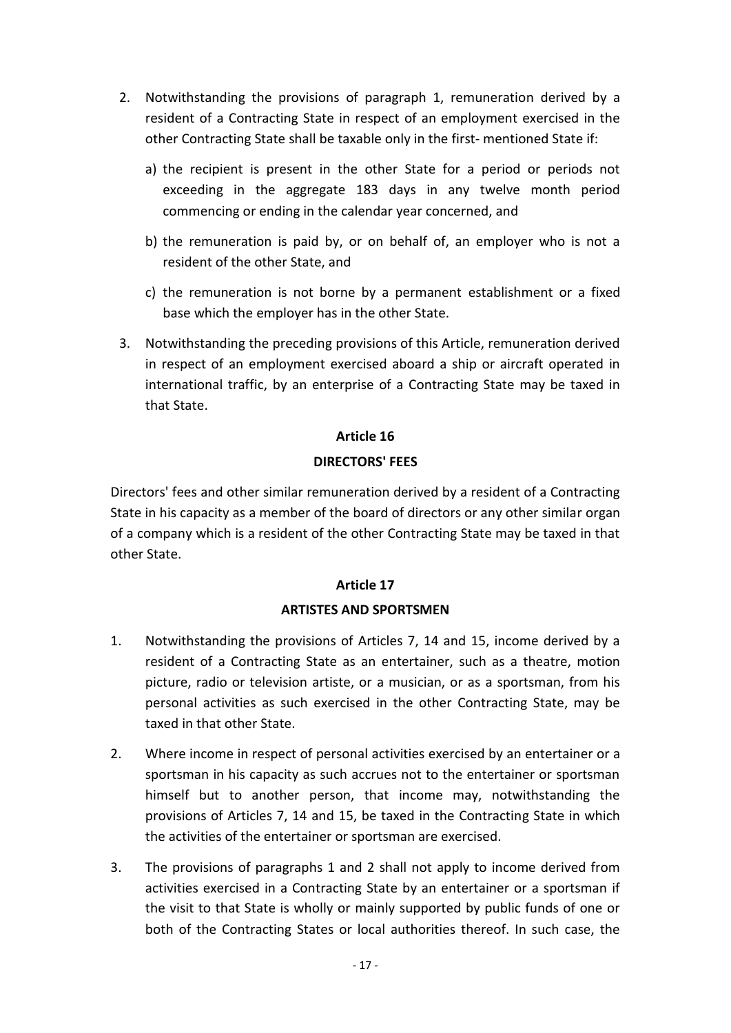2. Notwithstanding the provisions of paragraph 1, remuneration derived by a resident of a Contracting State in respect of an employment exercised in the other Contracting State shall be taxable only in the first- mentioned State if:

   a) the recipient is present in the other State for a period or periods not exceeding in the aggregate 183 days in any twelve month period commencing or ending in the calendar year concerned, and

   b) the remuneration is paid by, or on behalf of, an employer who is not a resident of the other State, and

   c) the remuneration is not borne by a permanent establishment or a fixed base which the employer has in the other State.

3. Notwithstanding the preceding provisions of this Article, remuneration derived in respect of an employment exercised aboard a ship or aircraft operated in international traffic, by an enterprise of a Contracting State may be taxed in that State.

## Article 16

## DIRECTORS' FEES

Directors' fees and other similar remuneration derived by a resident of a Contracting State in his capacity as a member of the board of directors or any other similar organ of a company which is a resident of the other Contracting State may be taxed in that other State.

## Article 17

## ARTISTES AND SPORTSMEN

1. Notwithstanding the provisions of Articles 7, 14 and 15, income derived by a resident of a Contracting State as an entertainer, such as a theatre, motion picture, radio or television artiste, or a musician, or as a sportsman, from his personal activities as such exercised in the other Contracting State, may be taxed in that other State.

2. Where income in respect of personal activities exercised by an entertainer or a sportsman in his capacity as such accrues not to the entertainer or sportsman himself but to another person, that income may, notwithstanding the provisions of Articles 7, 14 and 15, be taxed in the Contracting State in which the activities of the entertainer or sportsman are exercised.

3. The provisions of paragraphs 1 and 2 shall not apply to income derived from activities exercised in a Contracting State by an entertainer or a sportsman if the visit to that State is wholly or mainly supported by public funds of one or both of the Contracting States or local authorities thereof. In such case, the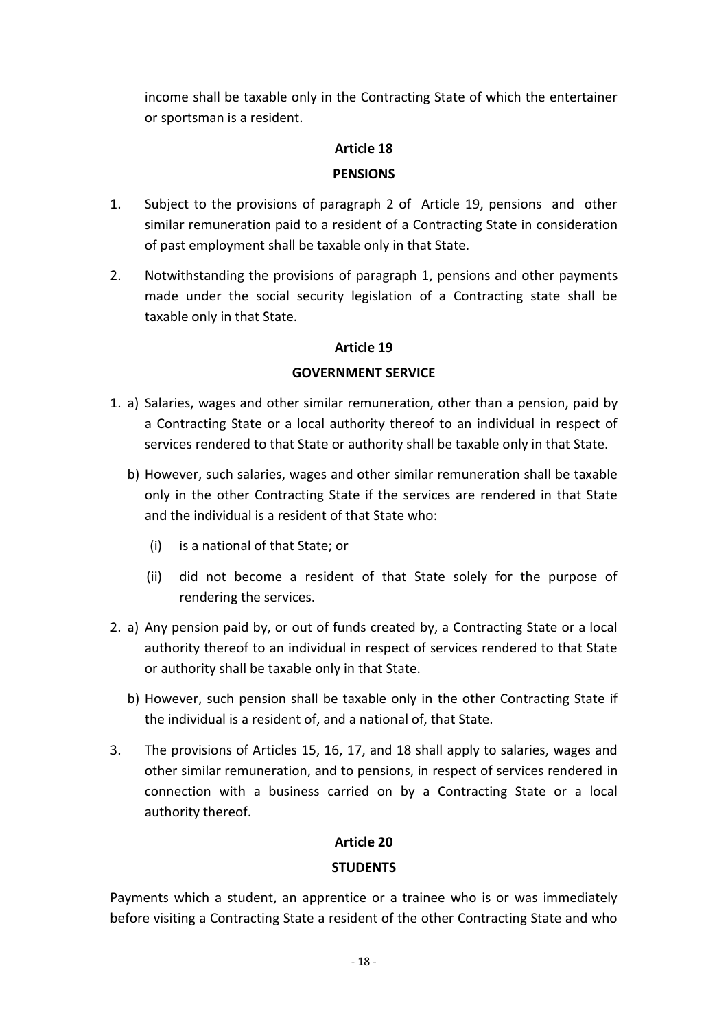income shall be taxable only in the Contracting State of which the entertainer or sportsman is a resident.

## Article 18

## PENSIONS

1. Subject to the provisions of paragraph 2 of Article 19, pensions and other similar remuneration paid to a resident of a Contracting State in consideration of past employment shall be taxable only in that State.

2. Notwithstanding the provisions of paragraph 1, pensions and other payments made under the social security legislation of a Contracting state shall be taxable only in that State.

## Article 19

## GOVERNMENT SERVICE

1. a) Salaries, wages and other similar remuneration, other than a pension, paid by a Contracting State or a local authority thereof to an individual in respect of services rendered to that State or authority shall be taxable only in that State.

   b) However, such salaries, wages and other similar remuneration shall be taxable only in the other Contracting State if the services are rendered in that State and the individual is a resident of that State who:

      (i) is a national of that State; or

      (ii) did not become a resident of that State solely for the purpose of rendering the services.

2. a) Any pension paid by, or out of funds created by, a Contracting State or a local authority thereof to an individual in respect of services rendered to that State or authority shall be taxable only in that State.

   b) However, such pension shall be taxable only in the other Contracting State if the individual is a resident of, and a national of, that State.

3. The provisions of Articles 15, 16, 17, and 18 shall apply to salaries, wages and other similar remuneration, and to pensions, in respect of services rendered in connection with a business carried on by a Contracting State or a local authority thereof.

## Article 20

## STUDENTS

Payments which a student, an apprentice or a trainee who is or was immediately before visiting a Contracting State a resident of the other Contracting State and who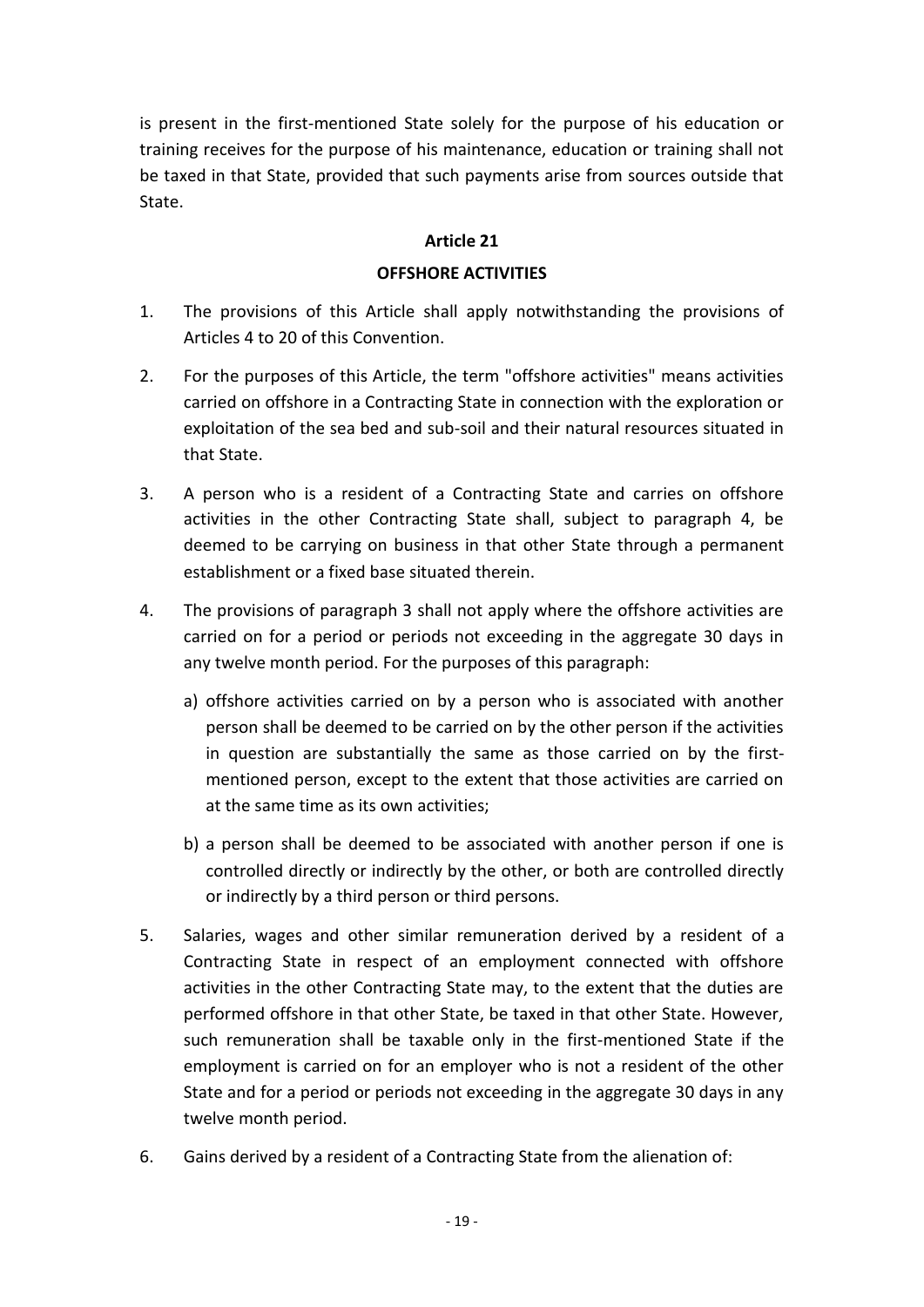is present in the first-mentioned State solely for the purpose of his education or training receives for the purpose of his maintenance, education or training shall not be taxed in that State, provided that such payments arise from sources outside that State.

## Article 21

## OFFSHORE ACTIVITIES

1. The provisions of this Article shall apply notwithstanding the provisions of Articles 4 to 20 of this Convention.

2. For the purposes of this Article, the term "offshore activities" means activities carried on offshore in a Contracting State in connection with the exploration or exploitation of the sea bed and sub-soil and their natural resources situated in that State.

3. A person who is a resident of a Contracting State and carries on offshore activities in the other Contracting State shall, subject to paragraph 4, be deemed to be carrying on business in that other State through a permanent establishment or a fixed base situated therein.

4. The provisions of paragraph 3 shall not apply where the offshore activities are carried on for a period or periods not exceeding in the aggregate 30 days in any twelve month period. For the purposes of this paragraph:

   a) offshore activities carried on by a person who is associated with another person shall be deemed to be carried on by the other person if the activities in question are substantially the same as those carried on by the first-mentioned person, except to the extent that those activities are carried on at the same time as its own activities;

   b) a person shall be deemed to be associated with another person if one is controlled directly or indirectly by the other, or both are controlled directly or indirectly by a third person or third persons.

5. Salaries, wages and other similar remuneration derived by a resident of a Contracting State in respect of an employment connected with offshore activities in the other Contracting State may, to the extent that the duties are performed offshore in that other State, be taxed in that other State. However, such remuneration shall be taxable only in the first-mentioned State if the employment is carried on for an employer who is not a resident of the other State and for a period or periods not exceeding in the aggregate 30 days in any twelve month period.

6. Gains derived by a resident of a Contracting State from the alienation of: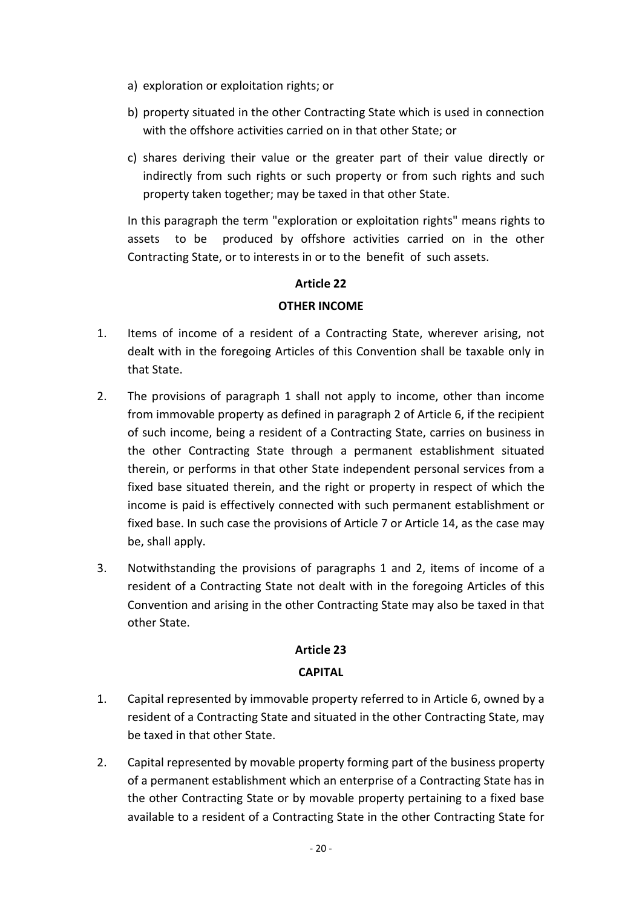a) exploration or exploitation rights; or

b) property situated in the other Contracting State which is used in connection with the offshore activities carried on in that other State; or

c) shares deriving their value or the greater part of their value directly or indirectly from such rights or such property or from such rights and such property taken together; may be taxed in that other State.

In this paragraph the term "exploration or exploitation rights" means rights to assets to be produced by offshore activities carried on in the other Contracting State, or to interests in or to the benefit of such assets.

**Article 22**

**OTHER INCOME**

1. Items of income of a resident of a Contracting State, wherever arising, not dealt with in the foregoing Articles of this Convention shall be taxable only in that State.

2. The provisions of paragraph 1 shall not apply to income, other than income from immovable property as defined in paragraph 2 of Article 6, if the recipient of such income, being a resident of a Contracting State, carries on business in the other Contracting State through a permanent establishment situated therein, or performs in that other State independent personal services from a fixed base situated therein, and the right or property in respect of which the income is paid is effectively connected with such permanent establishment or fixed base. In such case the provisions of Article 7 or Article 14, as the case may be, shall apply.

3. Notwithstanding the provisions of paragraphs 1 and 2, items of income of a resident of a Contracting State not dealt with in the foregoing Articles of this Convention and arising in the other Contracting State may also be taxed in that other State.

**Article 23**

**CAPITAL**

1. Capital represented by immovable property referred to in Article 6, owned by a resident of a Contracting State and situated in the other Contracting State, may be taxed in that other State.

2. Capital represented by movable property forming part of the business property of a permanent establishment which an enterprise of a Contracting State has in the other Contracting State or by movable property pertaining to a fixed base available to a resident of a Contracting State in the other Contracting State for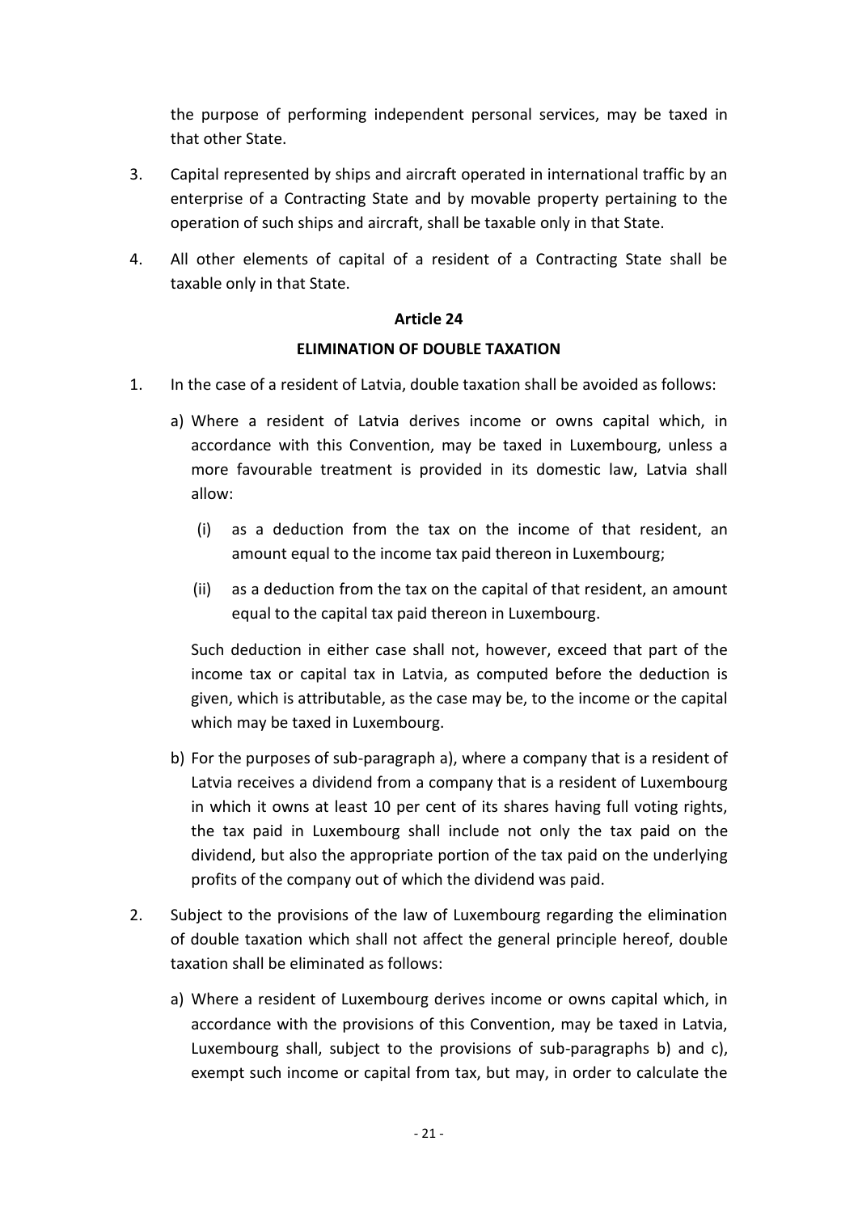the purpose of performing independent personal services, may be taxed in that other State.

3. Capital represented by ships and aircraft operated in international traffic by an enterprise of a Contracting State and by movable property pertaining to the operation of such ships and aircraft, shall be taxable only in that State.

4. All other elements of capital of a resident of a Contracting State shall be taxable only in that State.

**Article 24**

**ELIMINATION OF DOUBLE TAXATION**

1. In the case of a resident of Latvia, double taxation shall be avoided as follows:

   a) Where a resident of Latvia derives income or owns capital which, in accordance with this Convention, may be taxed in Luxembourg, unless a more favourable treatment is provided in its domestic law, Latvia shall allow:

      (i) as a deduction from the tax on the income of that resident, an amount equal to the income tax paid thereon in Luxembourg;

      (ii) as a deduction from the tax on the capital of that resident, an amount equal to the capital tax paid thereon in Luxembourg.

   Such deduction in either case shall not, however, exceed that part of the income tax or capital tax in Latvia, as computed before the deduction is given, which is attributable, as the case may be, to the income or the capital which may be taxed in Luxembourg.

   b) For the purposes of sub-paragraph a), where a company that is a resident of Latvia receives a dividend from a company that is a resident of Luxembourg in which it owns at least 10 per cent of its shares having full voting rights, the tax paid in Luxembourg shall include not only the tax paid on the dividend, but also the appropriate portion of the tax paid on the underlying profits of the company out of which the dividend was paid.

2. Subject to the provisions of the law of Luxembourg regarding the elimination of double taxation which shall not affect the general principle hereof, double taxation shall be eliminated as follows:

   a) Where a resident of Luxembourg derives income or owns capital which, in accordance with the provisions of this Convention, may be taxed in Latvia, Luxembourg shall, subject to the provisions of sub-paragraphs b) and c), exempt such income or capital from tax, but may, in order to calculate the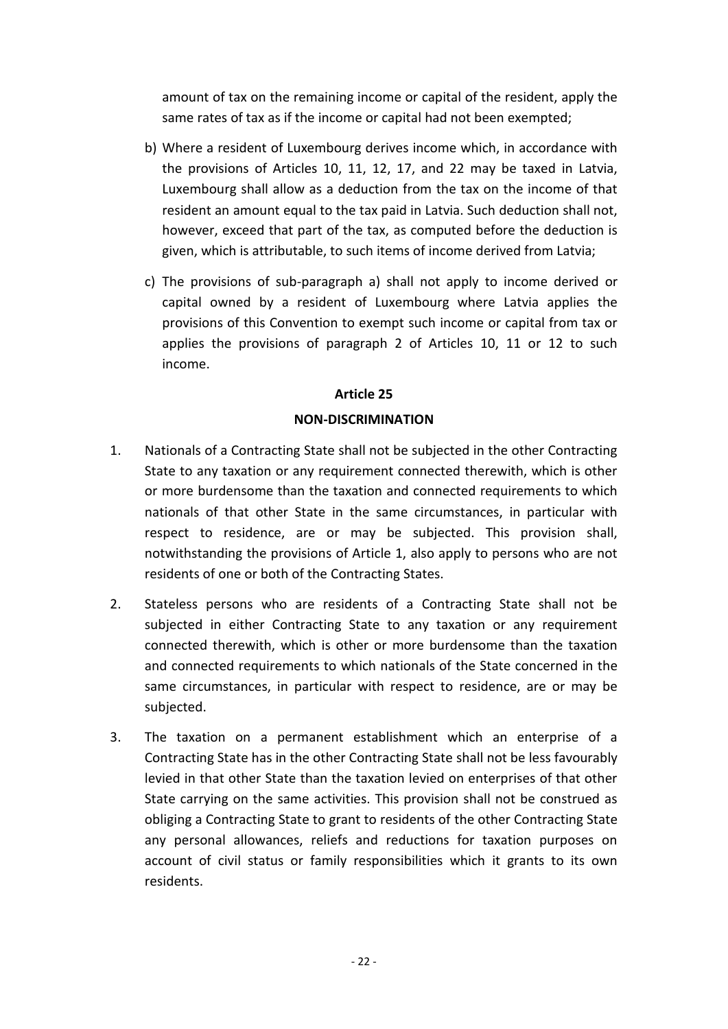amount of tax on the remaining income or capital of the resident, apply the same rates of tax as if the income or capital had not been exempted;

b) Where a resident of Luxembourg derives income which, in accordance with the provisions of Articles 10, 11, 12, 17, and 22 may be taxed in Latvia, Luxembourg shall allow as a deduction from the tax on the income of that resident an amount equal to the tax paid in Latvia. Such deduction shall not, however, exceed that part of the tax, as computed before the deduction is given, which is attributable, to such items of income derived from Latvia;

c) The provisions of sub-paragraph a) shall not apply to income derived or capital owned by a resident of Luxembourg where Latvia applies the provisions of this Convention to exempt such income or capital from tax or applies the provisions of paragraph 2 of Articles 10, 11 or 12 to such income.

## Article 25

## NON-DISCRIMINATION

1. Nationals of a Contracting State shall not be subjected in the other Contracting State to any taxation or any requirement connected therewith, which is other or more burdensome than the taxation and connected requirements to which nationals of that other State in the same circumstances, in particular with respect to residence, are or may be subjected. This provision shall, notwithstanding the provisions of Article 1, also apply to persons who are not residents of one or both of the Contracting States.

2. Stateless persons who are residents of a Contracting State shall not be subjected in either Contracting State to any taxation or any requirement connected therewith, which is other or more burdensome than the taxation and connected requirements to which nationals of the State concerned in the same circumstances, in particular with respect to residence, are or may be subjected.

3. The taxation on a permanent establishment which an enterprise of a Contracting State has in the other Contracting State shall not be less favourably levied in that other State than the taxation levied on enterprises of that other State carrying on the same activities. This provision shall not be construed as obliging a Contracting State to grant to residents of the other Contracting State any personal allowances, reliefs and reductions for taxation purposes on account of civil status or family responsibilities which it grants to its own residents.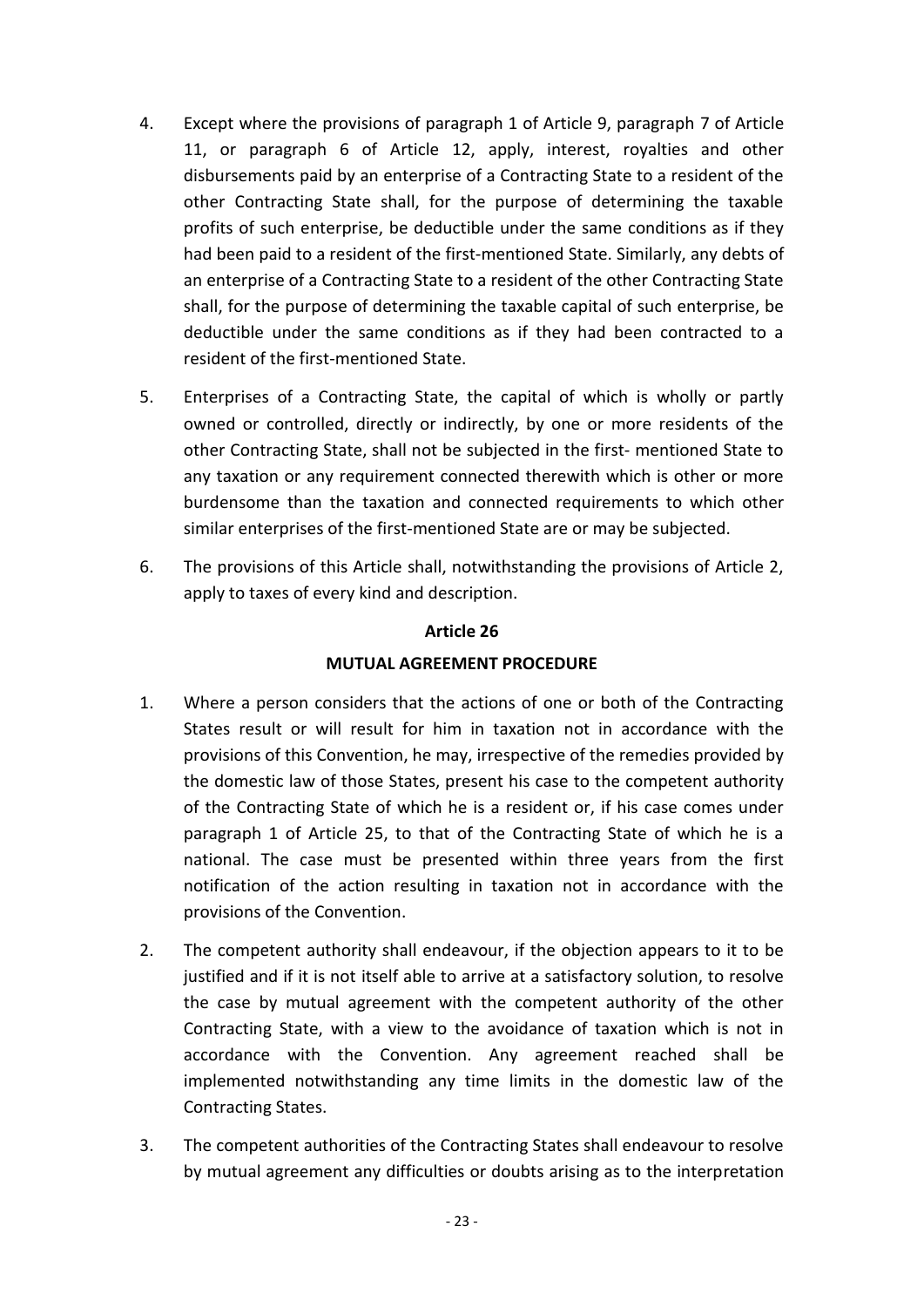4. Except where the provisions of paragraph 1 of Article 9, paragraph 7 of Article 11, or paragraph 6 of Article 12, apply, interest, royalties and other disbursements paid by an enterprise of a Contracting State to a resident of the other Contracting State shall, for the purpose of determining the taxable profits of such enterprise, be deductible under the same conditions as if they had been paid to a resident of the first-mentioned State. Similarly, any debts of an enterprise of a Contracting State to a resident of the other Contracting State shall, for the purpose of determining the taxable capital of such enterprise, be deductible under the same conditions as if they had been contracted to a resident of the first-mentioned State.

5. Enterprises of a Contracting State, the capital of which is wholly or partly owned or controlled, directly or indirectly, by one or more residents of the other Contracting State, shall not be subjected in the first- mentioned State to any taxation or any requirement connected therewith which is other or more burdensome than the taxation and connected requirements to which other similar enterprises of the first-mentioned State are or may be subjected.

6. The provisions of this Article shall, notwithstanding the provisions of Article 2, apply to taxes of every kind and description.

## Article 26

## MUTUAL AGREEMENT PROCEDURE

1. Where a person considers that the actions of one or both of the Contracting States result or will result for him in taxation not in accordance with the provisions of this Convention, he may, irrespective of the remedies provided by the domestic law of those States, present his case to the competent authority of the Contracting State of which he is a resident or, if his case comes under paragraph 1 of Article 25, to that of the Contracting State of which he is a national. The case must be presented within three years from the first notification of the action resulting in taxation not in accordance with the provisions of the Convention.

2. The competent authority shall endeavour, if the objection appears to it to be justified and if it is not itself able to arrive at a satisfactory solution, to resolve the case by mutual agreement with the competent authority of the other Contracting State, with a view to the avoidance of taxation which is not in accordance with the Convention. Any agreement reached shall be implemented notwithstanding any time limits in the domestic law of the Contracting States.

3. The competent authorities of the Contracting States shall endeavour to resolve by mutual agreement any difficulties or doubts arising as to the interpretation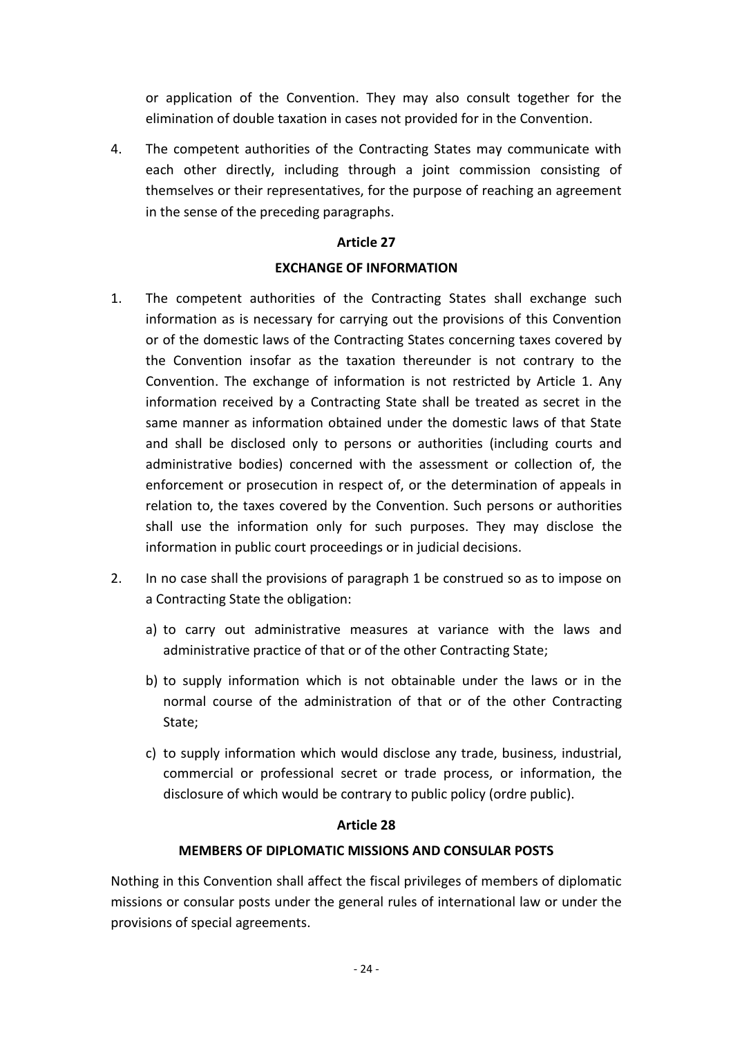or application of the Convention. They may also consult together for the elimination of double taxation in cases not provided for in the Convention.

4. The competent authorities of the Contracting States may communicate with each other directly, including through a joint commission consisting of themselves or their representatives, for the purpose of reaching an agreement in the sense of the preceding paragraphs.

## Article 27

## EXCHANGE OF INFORMATION

1. The competent authorities of the Contracting States shall exchange such information as is necessary for carrying out the provisions of this Convention or of the domestic laws of the Contracting States concerning taxes covered by the Convention insofar as the taxation thereunder is not contrary to the Convention. The exchange of information is not restricted by Article 1. Any information received by a Contracting State shall be treated as secret in the same manner as information obtained under the domestic laws of that State and shall be disclosed only to persons or authorities (including courts and administrative bodies) concerned with the assessment or collection of, the enforcement or prosecution in respect of, or the determination of appeals in relation to, the taxes covered by the Convention. Such persons or authorities shall use the information only for such purposes. They may disclose the information in public court proceedings or in judicial decisions.

2. In no case shall the provisions of paragraph 1 be construed so as to impose on a Contracting State the obligation:

   a) to carry out administrative measures at variance with the laws and administrative practice of that or of the other Contracting State;

   b) to supply information which is not obtainable under the laws or in the normal course of the administration of that or of the other Contracting State;

   c) to supply information which would disclose any trade, business, industrial, commercial or professional secret or trade process, or information, the disclosure of which would be contrary to public policy (ordre public).

## Article 28

## MEMBERS OF DIPLOMATIC MISSIONS AND CONSULAR POSTS

Nothing in this Convention shall affect the fiscal privileges of members of diplomatic missions or consular posts under the general rules of international law or under the provisions of special agreements.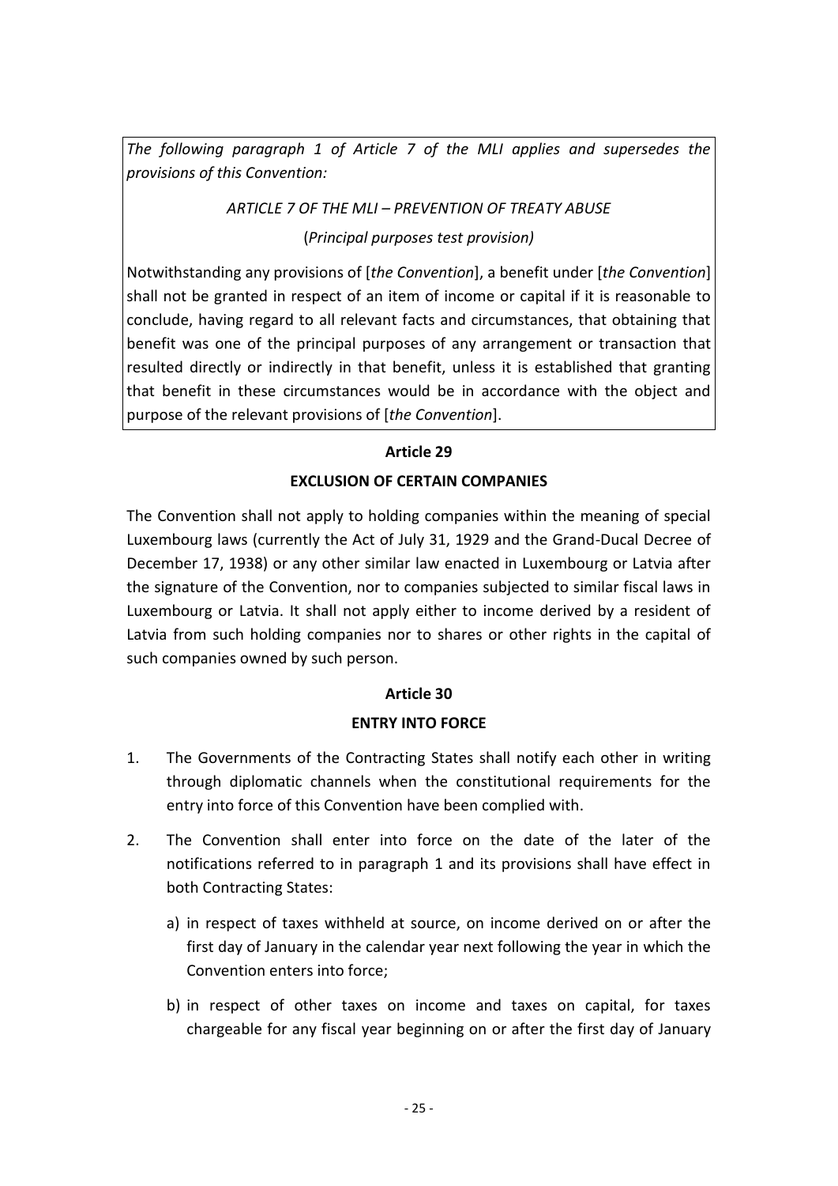*The following paragraph 1 of Article 7 of the MLI applies and supersedes the provisions of this Convention:*

*ARTICLE 7 OF THE MLI – PREVENTION OF TREATY ABUSE*

(*Principal purposes test provision)*

Notwithstanding any provisions of [*the Convention*], a benefit under [*the Convention*] shall not be granted in respect of an item of income or capital if it is reasonable to conclude, having regard to all relevant facts and circumstances, that obtaining that benefit was one of the principal purposes of any arrangement or transaction that resulted directly or indirectly in that benefit, unless it is established that granting that benefit in these circumstances would be in accordance with the object and purpose of the relevant provisions of [*the Convention*].

## Article 29

## EXCLUSION OF CERTAIN COMPANIES

The Convention shall not apply to holding companies within the meaning of special Luxembourg laws (currently the Act of July 31, 1929 and the Grand-Ducal Decree of December 17, 1938) or any other similar law enacted in Luxembourg or Latvia after the signature of the Convention, nor to companies subjected to similar fiscal laws in Luxembourg or Latvia. It shall not apply either to income derived by a resident of Latvia from such holding companies nor to shares or other rights in the capital of such companies owned by such person.

## Article 30

## ENTRY INTO FORCE

1. The Governments of the Contracting States shall notify each other in writing through diplomatic channels when the constitutional requirements for the entry into force of this Convention have been complied with.

2. The Convention shall enter into force on the date of the later of the notifications referred to in paragraph 1 and its provisions shall have effect in both Contracting States:

   a) in respect of taxes withheld at source, on income derived on or after the first day of January in the calendar year next following the year in which the Convention enters into force;

   b) in respect of other taxes on income and taxes on capital, for taxes chargeable for any fiscal year beginning on or after the first day of January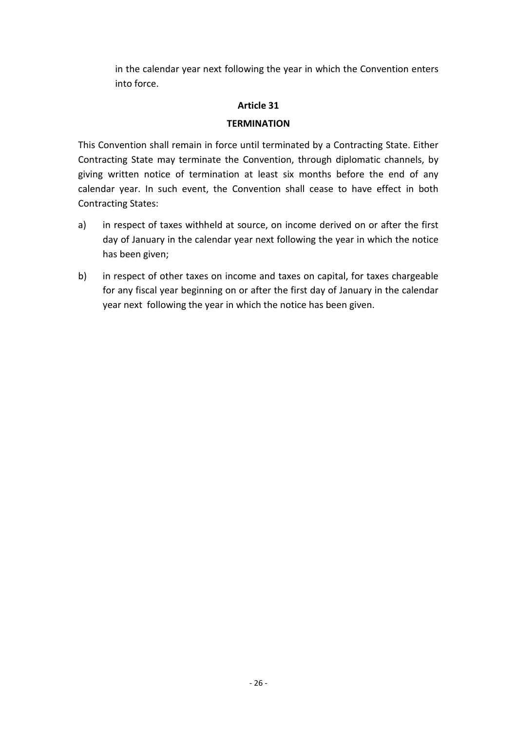in the calendar year next following the year in which the Convention enters into force.

### Article 31

### TERMINATION

This Convention shall remain in force until terminated by a Contracting State. Either Contracting State may terminate the Convention, through diplomatic channels, by giving written notice of termination at least six months before the end of any calendar year. In such event, the Convention shall cease to have effect in both Contracting States:

a) in respect of taxes withheld at source, on income derived on or after the first day of January in the calendar year next following the year in which the notice has been given;

b) in respect of other taxes on income and taxes on capital, for taxes chargeable for any fiscal year beginning on or after the first day of January in the calendar year next following the year in which the notice has been given.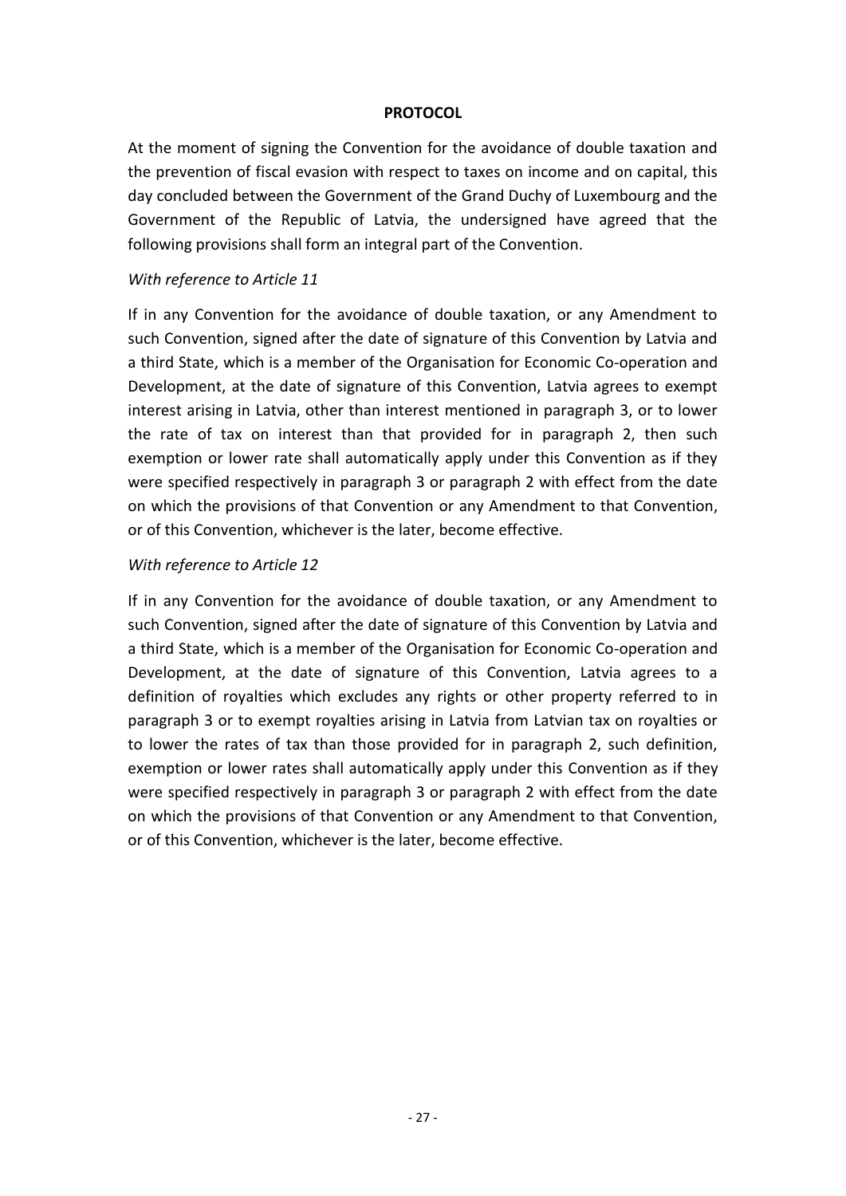# PROTOCOL

At the moment of signing the Convention for the avoidance of double taxation and the prevention of fiscal evasion with respect to taxes on income and on capital, this day concluded between the Government of the Grand Duchy of Luxembourg and the Government of the Republic of Latvia, the undersigned have agreed that the following provisions shall form an integral part of the Convention.

*With reference to Article 11*

If in any Convention for the avoidance of double taxation, or any Amendment to such Convention, signed after the date of signature of this Convention by Latvia and a third State, which is a member of the Organisation for Economic Co-operation and Development, at the date of signature of this Convention, Latvia agrees to exempt interest arising in Latvia, other than interest mentioned in paragraph 3, or to lower the rate of tax on interest than that provided for in paragraph 2, then such exemption or lower rate shall automatically apply under this Convention as if they were specified respectively in paragraph 3 or paragraph 2 with effect from the date on which the provisions of that Convention or any Amendment to that Convention, or of this Convention, whichever is the later, become effective.

*With reference to Article 12*

If in any Convention for the avoidance of double taxation, or any Amendment to such Convention, signed after the date of signature of this Convention by Latvia and a third State, which is a member of the Organisation for Economic Co-operation and Development, at the date of signature of this Convention, Latvia agrees to a definition of royalties which excludes any rights or other property referred to in paragraph 3 or to exempt royalties arising in Latvia from Latvian tax on royalties or to lower the rates of tax than those provided for in paragraph 2, such definition, exemption or lower rates shall automatically apply under this Convention as if they were specified respectively in paragraph 3 or paragraph 2 with effect from the date on which the provisions of that Convention or any Amendment to that Convention, or of this Convention, whichever is the later, become effective.